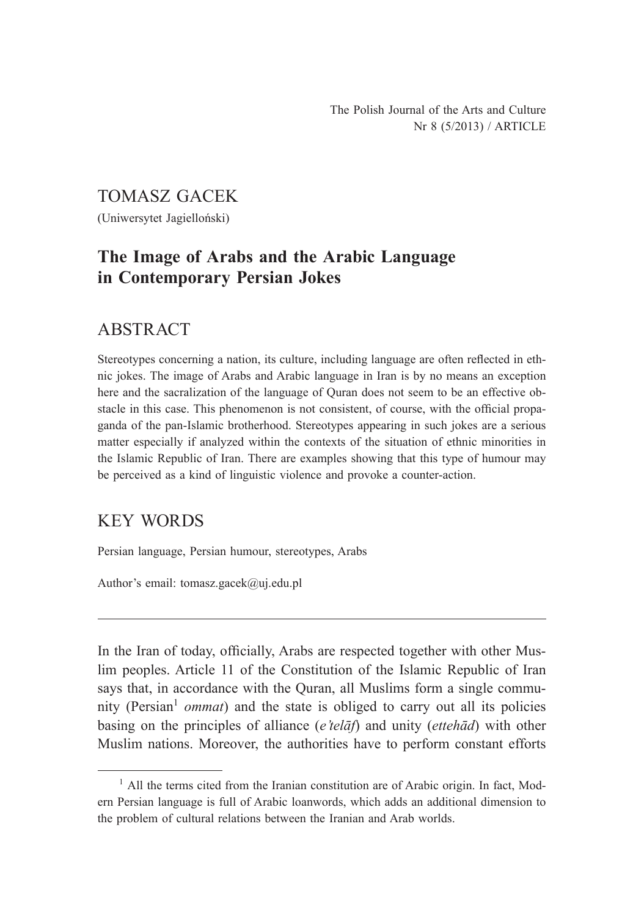The Polish Journal of the Arts and Culture
Nr 8 (5/2013) / ARTICLE

TOMASZ GACEK

(Uniwersytet Jagielloński)

# The Image of Arabs and the Arabic Language in Contemporary Persian Jokes

## ABSTRACT

Stereotypes concerning a nation, its culture, including language are often reflected in ethnic jokes. The image of Arabs and Arabic language in Iran is by no means an exception here and the sacralization of the language of Quran does not seem to be an effective obstacle in this case. This phenomenon is not consistent, of course, with the official propaganda of the pan-Islamic brotherhood. Stereotypes appearing in such jokes are a serious matter especially if analyzed within the contexts of the situation of ethnic minorities in the Islamic Republic of Iran. There are examples showing that this type of humour may be perceived as a kind of linguistic violence and provoke a counter-action.

## KEY WORDS

Persian language, Persian humour, stereotypes, Arabs

Author's email: tomasz.gacek@uj.edu.pl

---

In the Iran of today, officially, Arabs are respected together with other Muslim peoples. Article 11 of the Constitution of the Islamic Republic of Iran says that, in accordance with the Quran, all Muslims form a single community (Persian[1] *ommat*) and the state is obliged to carry out all its policies basing on the principles of alliance (*e'telāf*) and unity (*ettehād*) with other Muslim nations. Moreover, the authorities have to perform constant efforts

[1] All the terms cited from the Iranian constitution are of Arabic origin. In fact, Modern Persian language is full of Arabic loanwords, which adds an additional dimension to the problem of cultural relations between the Iranian and Arab worlds.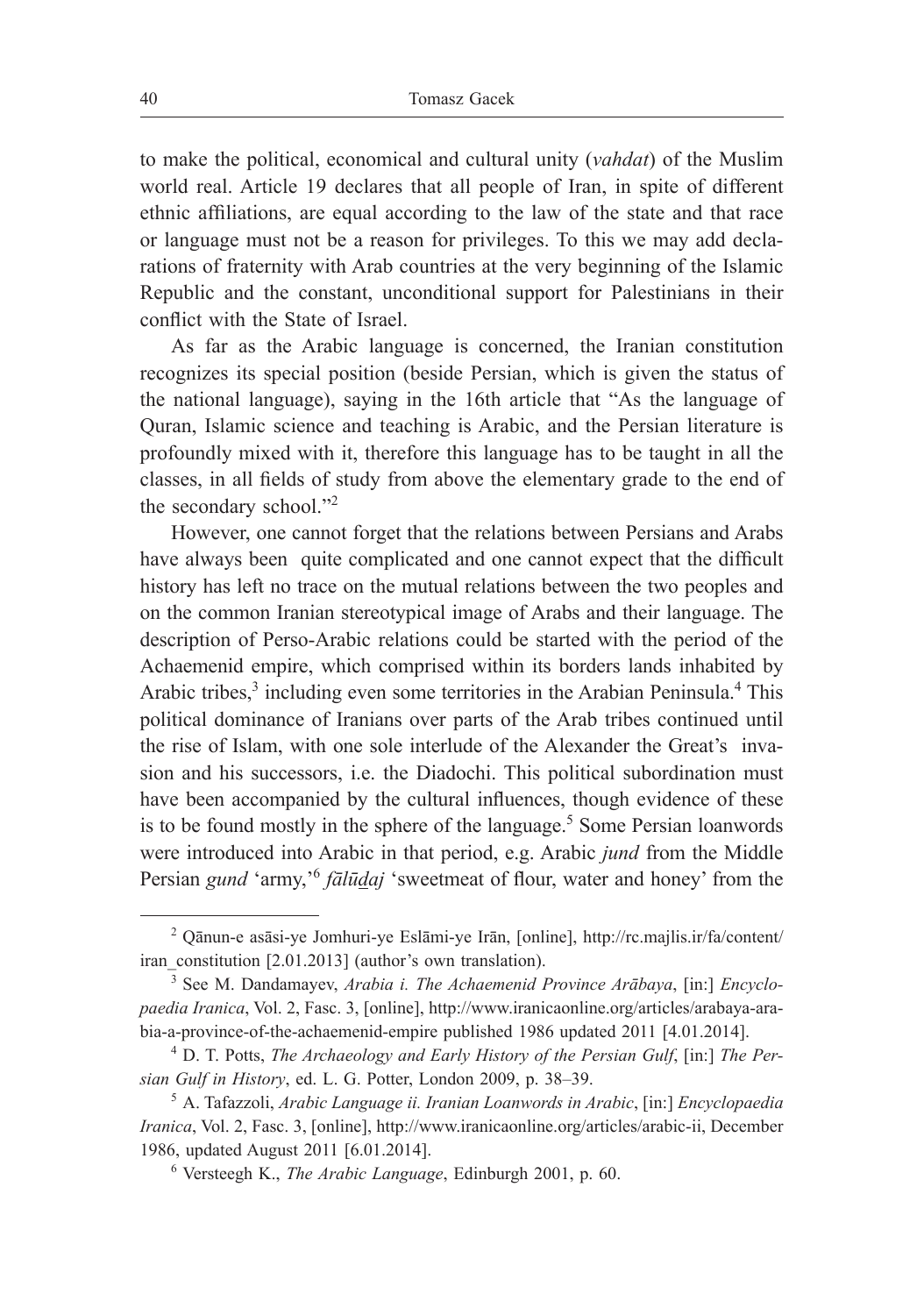to make the political, economical and cultural unity (*vahdat*) of the Muslim world real. Article 19 declares that all people of Iran, in spite of different ethnic affiliations, are equal according to the law of the state and that race or language must not be a reason for privileges. To this we may add declarations of fraternity with Arab countries at the very beginning of the Islamic Republic and the constant, unconditional support for Palestinians in their conflict with the State of Israel.

As far as the Arabic language is concerned, the Iranian constitution recognizes its special position (beside Persian, which is given the status of the national language), saying in the 16th article that "As the language of Quran, Islamic science and teaching is Arabic, and the Persian literature is profoundly mixed with it, therefore this language has to be taught in all the classes, in all fields of study from above the elementary grade to the end of the secondary school."[2]

However, one cannot forget that the relations between Persians and Arabs have always been quite complicated and one cannot expect that the difficult history has left no trace on the mutual relations between the two peoples and on the common Iranian stereotypical image of Arabs and their language. The description of Perso-Arabic relations could be started with the period of the Achaemenid empire, which comprised within its borders lands inhabited by Arabic tribes,[3] including even some territories in the Arabian Peninsula.[4] This political dominance of Iranians over parts of the Arab tribes continued until the rise of Islam, with one sole interlude of the Alexander the Great's invasion and his successors, i.e. the Diadochi. This political subordination must have been accompanied by the cultural influences, though evidence of these is to be found mostly in the sphere of the language.[5] Some Persian loanwords were introduced into Arabic in that period, e.g. Arabic *jund* from the Middle Persian *gund* 'army,'[6] *fālūḏaj* 'sweetmeat of flour, water and honey' from the

---

[2] Qānun-e asāsi-ye Jomhuri-ye Eslāmi-ye Irān, [online], http://rc.majlis.ir/fa/content/iran_constitution [2.01.2013] (author's own translation).

[3] See M. Dandamayev, *Arabia i. The Achaemenid Province Arābaya*, [in:] *Encyclopaedia Iranica*, Vol. 2, Fasc. 3, [online], http://www.iranicaonline.org/articles/arabaya-arabia-a-province-of-the-achaemenid-empire published 1986 updated 2011 [4.01.2014].

[4] D. T. Potts, *The Archaeology and Early History of the Persian Gulf*, [in:] *The Persian Gulf in History*, ed. L. G. Potter, London 2009, p. 38–39.

[5] A. Tafazzoli, *Arabic Language ii. Iranian Loanwords in Arabic*, [in:] *Encyclopaedia Iranica*, Vol. 2, Fasc. 3, [online], http://www.iranicaonline.org/articles/arabic-ii, December 1986, updated August 2011 [6.01.2014].

[6] Versteegh K., *The Arabic Language*, Edinburgh 2001, p. 60.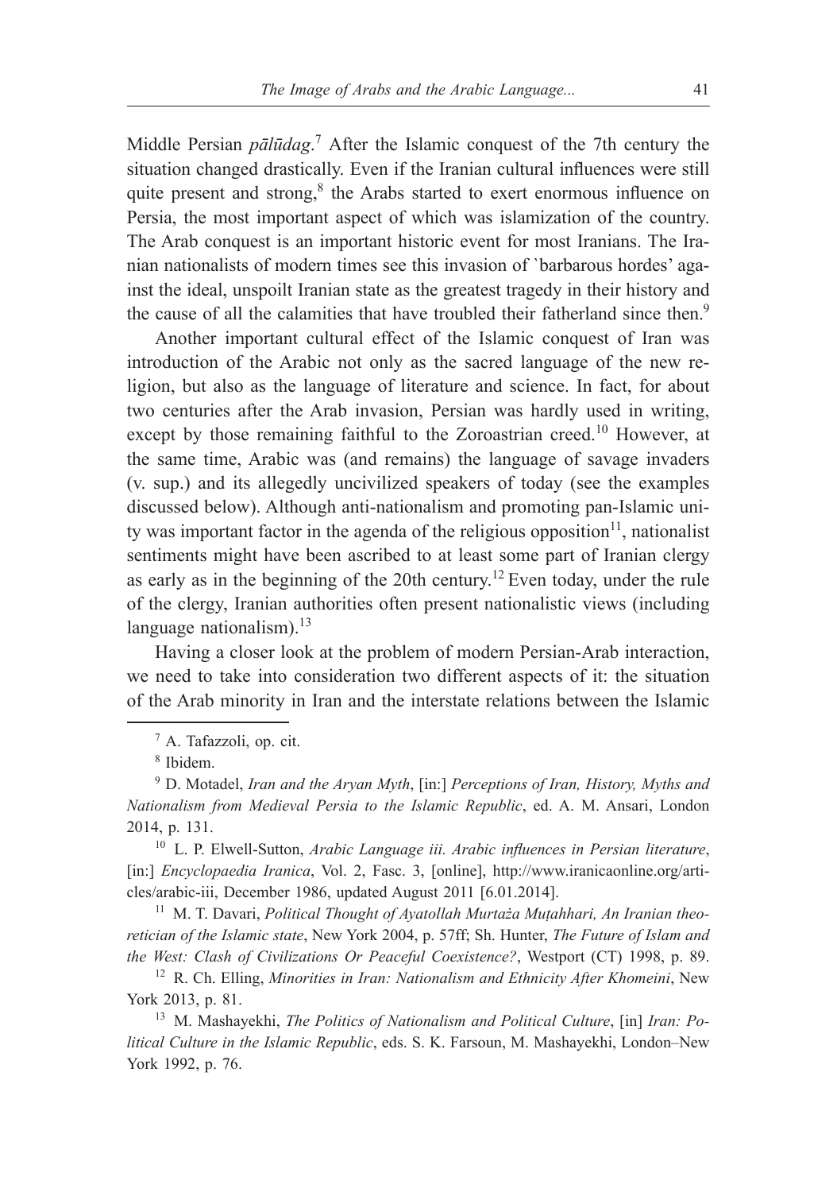Middle Persian *pālūdag*.[7] After the Islamic conquest of the 7th century the situation changed drastically. Even if the Iranian cultural influences were still quite present and strong,[8] the Arabs started to exert enormous influence on Persia, the most important aspect of which was islamization of the country. The Arab conquest is an important historic event for most Iranians. The Iranian nationalists of modern times see this invasion of `barbarous hordes' against the ideal, unspoilt Iranian state as the greatest tragedy in their history and the cause of all the calamities that have troubled their fatherland since then.[9]

Another important cultural effect of the Islamic conquest of Iran was introduction of the Arabic not only as the sacred language of the new religion, but also as the language of literature and science. In fact, for about two centuries after the Arab invasion, Persian was hardly used in writing, except by those remaining faithful to the Zoroastrian creed.[10] However, at the same time, Arabic was (and remains) the language of savage invaders (v. sup.) and its allegedly uncivilized speakers of today (see the examples discussed below). Although anti-nationalism and promoting pan-Islamic unity was important factor in the agenda of the religious opposition[11], nationalist sentiments might have been ascribed to at least some part of Iranian clergy as early as in the beginning of the 20th century.[12] Even today, under the rule of the clergy, Iranian authorities often present nationalistic views (including language nationalism).[13]

Having a closer look at the problem of modern Persian-Arab interaction, we need to take into consideration two different aspects of it: the situation of the Arab minority in Iran and the interstate relations between the Islamic

---

[7] A. Tafazzoli, op. cit.

[8] Ibidem.

[9] D. Motadel, *Iran and the Aryan Myth*, [in:] *Perceptions of Iran, History, Myths and Nationalism from Medieval Persia to the Islamic Republic*, ed. A. M. Ansari, London 2014, p. 131.

[10] L. P. Elwell-Sutton, *Arabic Language iii. Arabic influences in Persian literature*, [in:] *Encyclopaedia Iranica*, Vol. 2, Fasc. 3, [online], http://www.iranicaonline.org/articles/arabic-iii, December 1986, updated August 2011 [6.01.2014].

[11] M. T. Davari, *Political Thought of Ayatollah Murtaża Muṭahhari, An Iranian theoretician of the Islamic state*, New York 2004, p. 57ff; Sh. Hunter, *The Future of Islam and the West: Clash of Civilizations Or Peaceful Coexistence?*, Westport (CT) 1998, p. 89.

[12] R. Ch. Elling, *Minorities in Iran: Nationalism and Ethnicity After Khomeini*, New York 2013, p. 81.

[13] M. Mashayekhi, *The Politics of Nationalism and Political Culture*, [in] *Iran: Political Culture in the Islamic Republic*, eds. S. K. Farsoun, M. Mashayekhi, London–New York 1992, p. 76.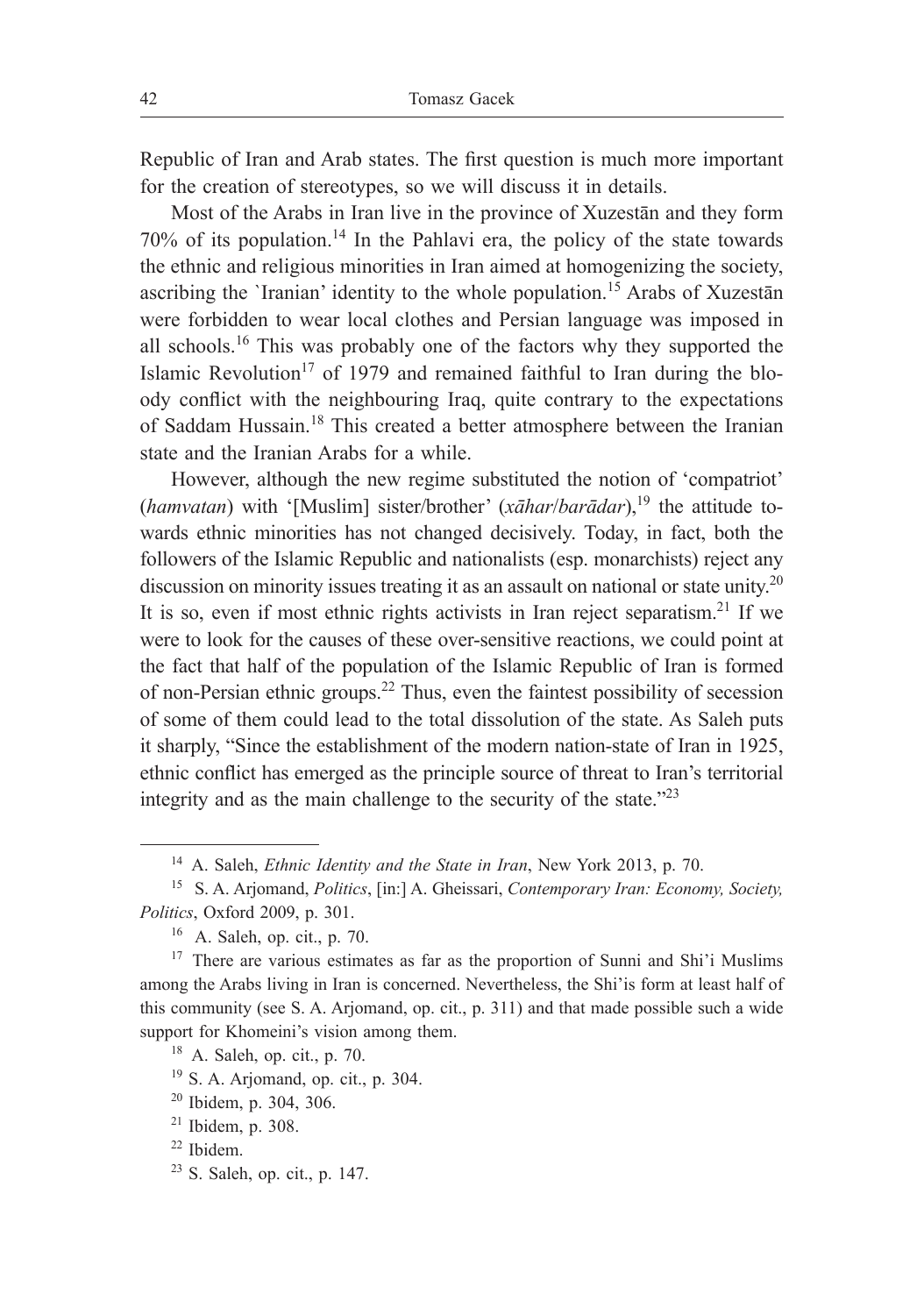Republic of Iran and Arab states. The first question is much more important for the creation of stereotypes, so we will discuss it in details.

Most of the Arabs in Iran live in the province of Xuzestān and they form 70% of its population.[14] In the Pahlavi era, the policy of the state towards the ethnic and religious minorities in Iran aimed at homogenizing the society, ascribing the `Iranian' identity to the whole population.[15] Arabs of Xuzestān were forbidden to wear local clothes and Persian language was imposed in all schools.[16] This was probably one of the factors why they supported the Islamic Revolution[17] of 1979 and remained faithful to Iran during the bloody conflict with the neighbouring Iraq, quite contrary to the expectations of Saddam Hussain.[18] This created a better atmosphere between the Iranian state and the Iranian Arabs for a while.

However, although the new regime substituted the notion of 'compatriot' (*hamvatan*) with '[Muslim] sister/brother' (*xāhar*/*barādar*),[19] the attitude towards ethnic minorities has not changed decisively. Today, in fact, both the followers of the Islamic Republic and nationalists (esp. monarchists) reject any discussion on minority issues treating it as an assault on national or state unity.[20] It is so, even if most ethnic rights activists in Iran reject separatism.[21] If we were to look for the causes of these over-sensitive reactions, we could point at the fact that half of the population of the Islamic Republic of Iran is formed of non-Persian ethnic groups.[22] Thus, even the faintest possibility of secession of some of them could lead to the total dissolution of the state. As Saleh puts it sharply, "Since the establishment of the modern nation-state of Iran in 1925, ethnic conflict has emerged as the principle source of threat to Iran's territorial integrity and as the main challenge to the security of the state."[23]

---

[14] A. Saleh, *Ethnic Identity and the State in Iran*, New York 2013, p. 70.

[15] S. A. Arjomand, *Politics*, [in:] A. Gheissari, *Contemporary Iran: Economy, Society, Politics*, Oxford 2009, p. 301.

[16] A. Saleh, op. cit., p. 70.

[17] There are various estimates as far as the proportion of Sunni and Shi'i Muslims among the Arabs living in Iran is concerned. Nevertheless, the Shi'is form at least half of this community (see S. A. Arjomand, op. cit., p. 311) and that made possible such a wide support for Khomeini's vision among them.

[18] A. Saleh, op. cit., p. 70.

[19] S. A. Arjomand, op. cit., p. 304.

[20] Ibidem, p. 304, 306.

[21] Ibidem, p. 308.

[22] Ibidem.

[23] S. Saleh, op. cit., p. 147.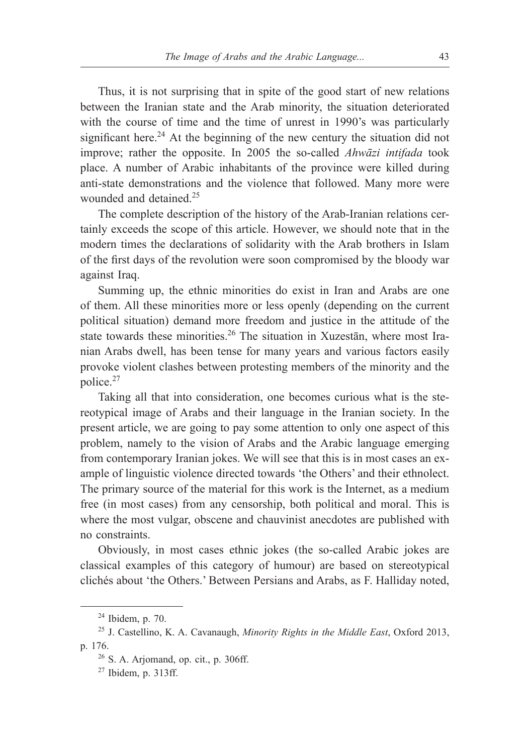Thus, it is not surprising that in spite of the good start of new relations between the Iranian state and the Arab minority, the situation deteriorated with the course of time and the time of unrest in 1990's was particularly significant here.[24] At the beginning of the new century the situation did not improve; rather the opposite. In 2005 the so-called *Ahwāzi intifada* took place. A number of Arabic inhabitants of the province were killed during anti-state demonstrations and the violence that followed. Many more were wounded and detained.[25]

The complete description of the history of the Arab-Iranian relations certainly exceeds the scope of this article. However, we should note that in the modern times the declarations of solidarity with the Arab brothers in Islam of the first days of the revolution were soon compromised by the bloody war against Iraq.

Summing up, the ethnic minorities do exist in Iran and Arabs are one of them. All these minorities more or less openly (depending on the current political situation) demand more freedom and justice in the attitude of the state towards these minorities.[26] The situation in Xuzestān, where most Iranian Arabs dwell, has been tense for many years and various factors easily provoke violent clashes between protesting members of the minority and the police.[27]

Taking all that into consideration, one becomes curious what is the stereotypical image of Arabs and their language in the Iranian society. In the present article, we are going to pay some attention to only one aspect of this problem, namely to the vision of Arabs and the Arabic language emerging from contemporary Iranian jokes. We will see that this is in most cases an example of linguistic violence directed towards 'the Others' and their ethnolect. The primary source of the material for this work is the Internet, as a medium free (in most cases) from any censorship, both political and moral. This is where the most vulgar, obscene and chauvinist anecdotes are published with no constraints.

Obviously, in most cases ethnic jokes (the so-called Arabic jokes are classical examples of this category of humour) are based on stereotypical clichés about 'the Others.' Between Persians and Arabs, as F. Halliday noted,

---

[24] Ibidem, p. 70.

[25] J. Castellino, K. A. Cavanaugh, *Minority Rights in the Middle East*, Oxford 2013, p. 176.

[26] S. A. Arjomand, op. cit., p. 306ff.

[27] Ibidem, p. 313ff.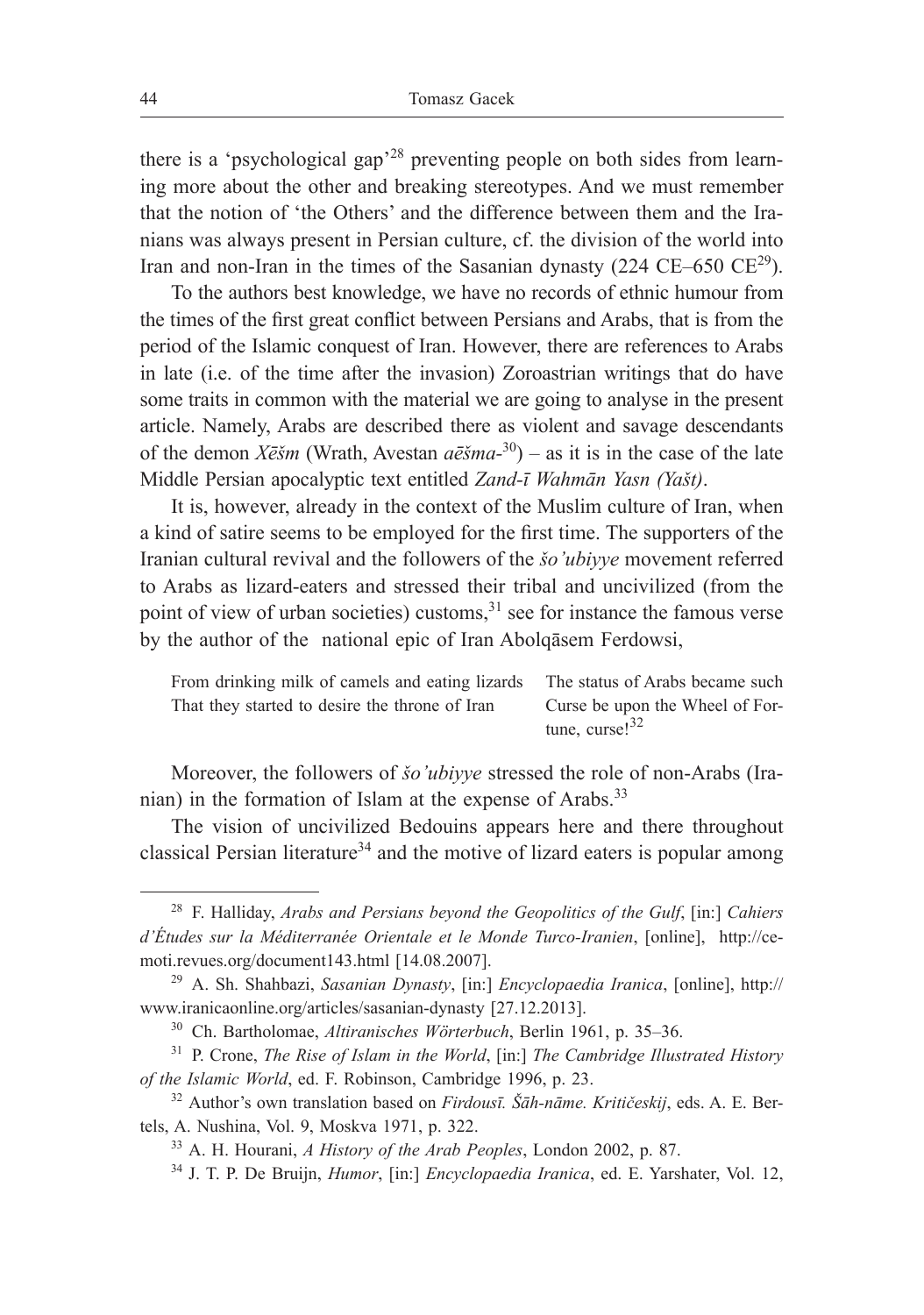there is a 'psychological gap'[28] preventing people on both sides from learning more about the other and breaking stereotypes. And we must remember that the notion of 'the Others' and the difference between them and the Iranians was always present in Persian culture, cf. the division of the world into Iran and non-Iran in the times of the Sasanian dynasty (224 CE–650 CE[29]).

To the authors best knowledge, we have no records of ethnic humour from the times of the first great conflict between Persians and Arabs, that is from the period of the Islamic conquest of Iran. However, there are references to Arabs in late (i.e. of the time after the invasion) Zoroastrian writings that do have some traits in common with the material we are going to analyse in the present article. Namely, Arabs are described there as violent and savage descendants of the demon *Xēšm* (Wrath, Avestan *aēšma-*[30]) – as it is in the case of the late Middle Persian apocalyptic text entitled *Zand-ī Wahmān Yasn (Yašt)*.

It is, however, already in the context of the Muslim culture of Iran, when a kind of satire seems to be employed for the first time. The supporters of the Iranian cultural revival and the followers of the *šo'ubiyye* movement referred to Arabs as lizard-eaters and stressed their tribal and uncivilized (from the point of view of urban societies) customs,[31] see for instance the famous verse by the author of the national epic of Iran Abolqāsem Ferdowsi,

| | |
|---|---|
| From drinking milk of camels and eating lizards | The status of Arabs became such |
| That they started to desire the throne of Iran | Curse be upon the Wheel of Fortune, curse![32] |

Moreover, the followers of *šo'ubiyye* stressed the role of non-Arabs (Iranian) in the formation of Islam at the expense of Arabs.[33]

The vision of uncivilized Bedouins appears here and there throughout classical Persian literature[34] and the motive of lizard eaters is popular among

---

[28] F. Halliday, *Arabs and Persians beyond the Geopolitics of the Gulf*, [in:] *Cahiers d'Études sur la Méditerranée Orientale et le Monde Turco-Iranien*, [online], http://cemoti.revues.org/document143.html [14.08.2007].

[29] A. Sh. Shahbazi, *Sasanian Dynasty*, [in:] *Encyclopaedia Iranica*, [online], http://www.iranicaonline.org/articles/sasanian-dynasty [27.12.2013].

[30] Ch. Bartholomae, *Altiranisches Wörterbuch*, Berlin 1961, p. 35–36.

[31] P. Crone, *The Rise of Islam in the World*, [in:] *The Cambridge Illustrated History of the Islamic World*, ed. F. Robinson, Cambridge 1996, p. 23.

[32] Author's own translation based on *Firdousī. Šāh-nāme. Kritičeskij*, eds. A. E. Bertels, A. Nushina, Vol. 9, Moskva 1971, p. 322.

[33] A. H. Hourani, *A History of the Arab Peoples*, London 2002, p. 87.

[34] J. T. P. De Bruijn, *Humor*, [in:] *Encyclopaedia Iranica*, ed. E. Yarshater, Vol. 12,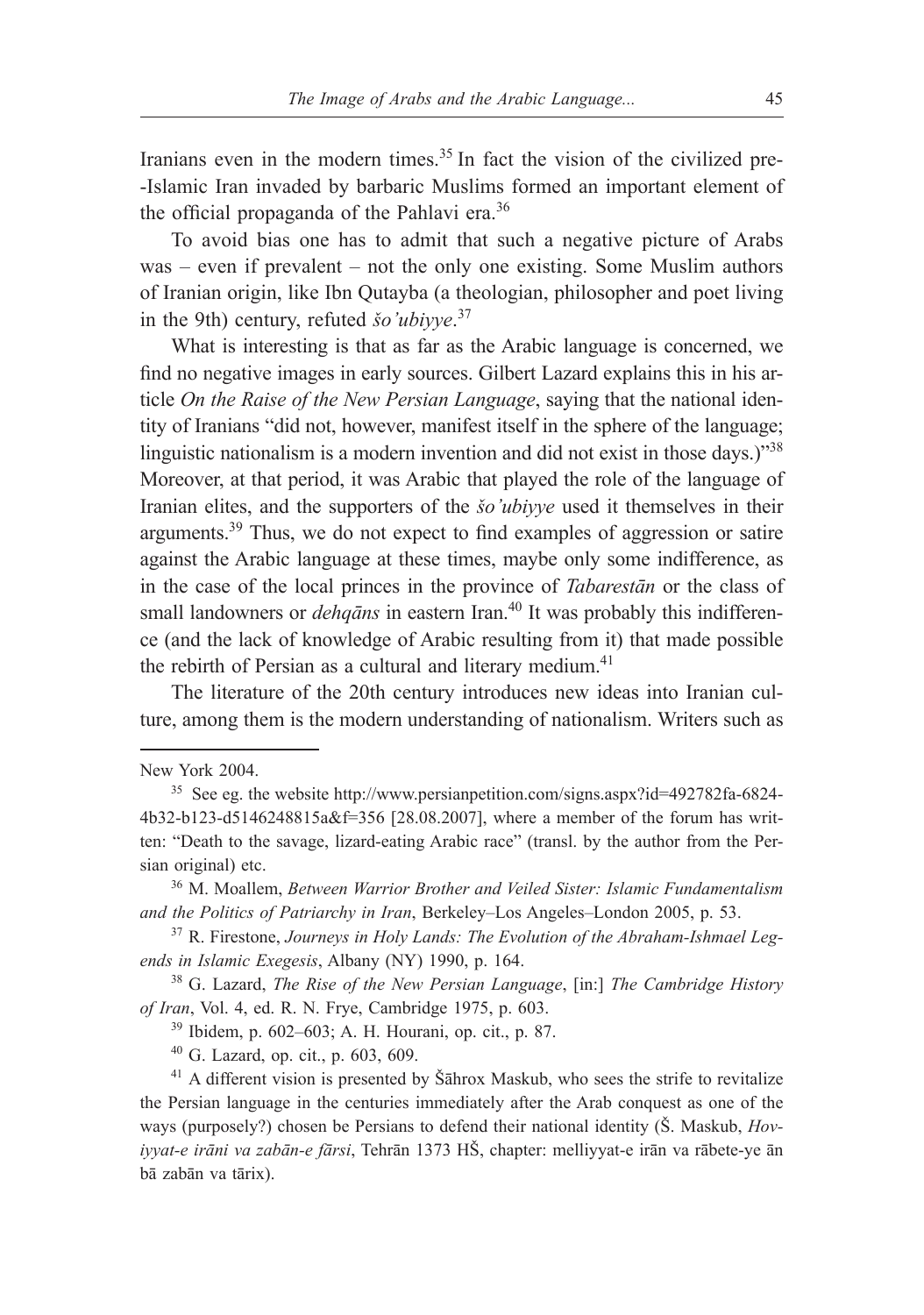Iranians even in the modern times.[35] In fact the vision of the civilized pre--Islamic Iran invaded by barbaric Muslims formed an important element of the official propaganda of the Pahlavi era.[36]

To avoid bias one has to admit that such a negative picture of Arabs was – even if prevalent – not the only one existing. Some Muslim authors of Iranian origin, like Ibn Qutayba (a theologian, philosopher and poet living in the 9th) century, refuted *šo'ubiyye*.[37]

What is interesting is that as far as the Arabic language is concerned, we find no negative images in early sources. Gilbert Lazard explains this in his article *On the Raise of the New Persian Language*, saying that the national identity of Iranians "did not, however, manifest itself in the sphere of the language; linguistic nationalism is a modern invention and did not exist in those days.)"[38] Moreover, at that period, it was Arabic that played the role of the language of Iranian elites, and the supporters of the *šo'ubiyye* used it themselves in their arguments.[39] Thus, we do not expect to find examples of aggression or satire against the Arabic language at these times, maybe only some indifference, as in the case of the local princes in the province of *Tabarestān* or the class of small landowners or *dehqāns* in eastern Iran.[40] It was probably this indifference (and the lack of knowledge of Arabic resulting from it) that made possible the rebirth of Persian as a cultural and literary medium.[41]

The literature of the 20th century introduces new ideas into Iranian culture, among them is the modern understanding of nationalism. Writers such as

---

New York 2004.

[35] See eg. the website http://www.persianpetition.com/signs.aspx?id=492782fa-6824-4b32-b123-d5146248815a&f=356 [28.08.2007], where a member of the forum has written: "Death to the savage, lizard-eating Arabic race" (transl. by the author from the Persian original) etc.

[36] M. Moallem, *Between Warrior Brother and Veiled Sister: Islamic Fundamentalism and the Politics of Patriarchy in Iran*, Berkeley–Los Angeles–London 2005, p. 53.

[37] R. Firestone, *Journeys in Holy Lands: The Evolution of the Abraham-Ishmael Legends in Islamic Exegesis*, Albany (NY) 1990, p. 164.

[38] G. Lazard, *The Rise of the New Persian Language*, [in:] *The Cambridge History of Iran*, Vol. 4, ed. R. N. Frye, Cambridge 1975, p. 603.

[39] Ibidem, p. 602–603; A. H. Hourani, op. cit., p. 87.

[40] G. Lazard, op. cit., p. 603, 609.

[41] A different vision is presented by Šāhrox Maskub, who sees the strife to revitalize the Persian language in the centuries immediately after the Arab conquest as one of the ways (purposely?) chosen be Persians to defend their national identity (Š. Maskub, *Hoviyyat-e irāni va zabān-e fārsi*, Tehrān 1373 HŠ, chapter: melliyyat-e irān va rābete-ye ān bā zabān va tārix).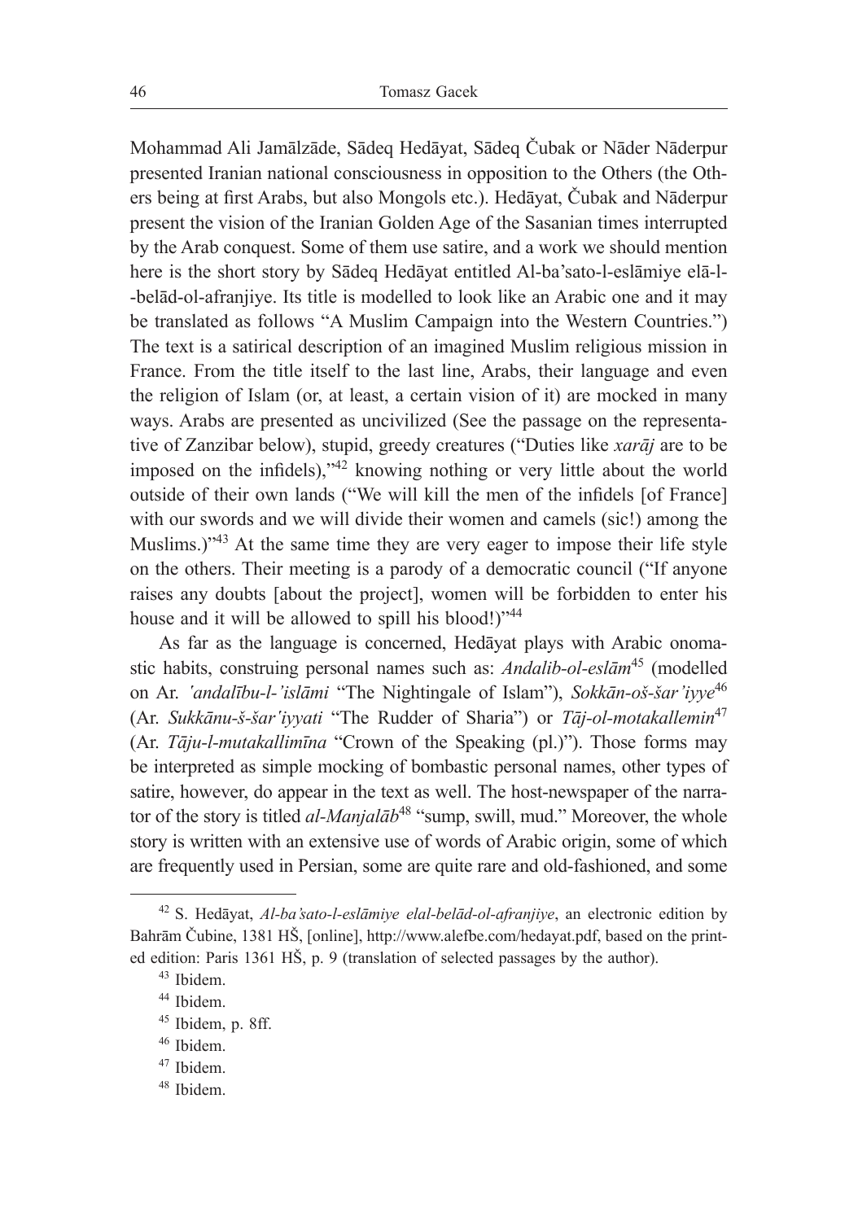Mohammad Ali Jamālzāde, Sādeq Hedāyat, Sādeq Čubak or Nāder Nāderpur presented Iranian national consciousness in opposition to the Others (the Others being at first Arabs, but also Mongols etc.). Hedāyat, Čubak and Nāderpur present the vision of the Iranian Golden Age of the Sasanian times interrupted by the Arab conquest. Some of them use satire, and a work we should mention here is the short story by Sādeq Hedāyat entitled Al-ba'sato-l-eslāmiye elā-l--belād-ol-afranjiye. Its title is modelled to look like an Arabic one and it may be translated as follows "A Muslim Campaign into the Western Countries.") The text is a satirical description of an imagined Muslim religious mission in France. From the title itself to the last line, Arabs, their language and even the religion of Islam (or, at least, a certain vision of it) are mocked in many ways. Arabs are presented as uncivilized (See the passage on the representative of Zanzibar below), stupid, greedy creatures ("Duties like *xarāj* are to be imposed on the infidels),"[42] knowing nothing or very little about the world outside of their own lands ("We will kill the men of the infidels [of France] with our swords and we will divide their women and camels (sic!) among the Muslims.)"[43] At the same time they are very eager to impose their life style on the others. Their meeting is a parody of a democratic council ("If anyone raises any doubts [about the project], women will be forbidden to enter his house and it will be allowed to spill his blood!)"[44]

As far as the language is concerned, Hedāyat plays with Arabic onomastic habits, construing personal names such as: *Andalib-ol-eslām*[45] (modelled on Ar. *'andalību-l-'islāmi* "The Nightingale of Islam"), *Sokkān-oš-šar'iyye*[46] (Ar. *Sukkānu-š-šar'iyyati* "The Rudder of Sharia") or *Tāj-ol-motakallemin*[47] (Ar. *Tāju-l-mutakallimīna* "Crown of the Speaking (pl.)"). Those forms may be interpreted as simple mocking of bombastic personal names, other types of satire, however, do appear in the text as well. The host-newspaper of the narrator of the story is titled *al-Manjalāb*[48] "sump, swill, mud." Moreover, the whole story is written with an extensive use of words of Arabic origin, some of which are frequently used in Persian, some are quite rare and old-fashioned, and some

---

[42] S. Hedāyat, *Al-ba'sato-l-eslāmiye elal-belād-ol-afranjiye*, an electronic edition by Bahrām Čubine, 1381 HŠ, [online], http://www.alefbe.com/hedayat.pdf, based on the printed edition: Paris 1361 HŠ, p. 9 (translation of selected passages by the author).

[43] Ibidem.

[44] Ibidem.

[45] Ibidem, p. 8ff.

[46] Ibidem.

[47] Ibidem.

[48] Ibidem.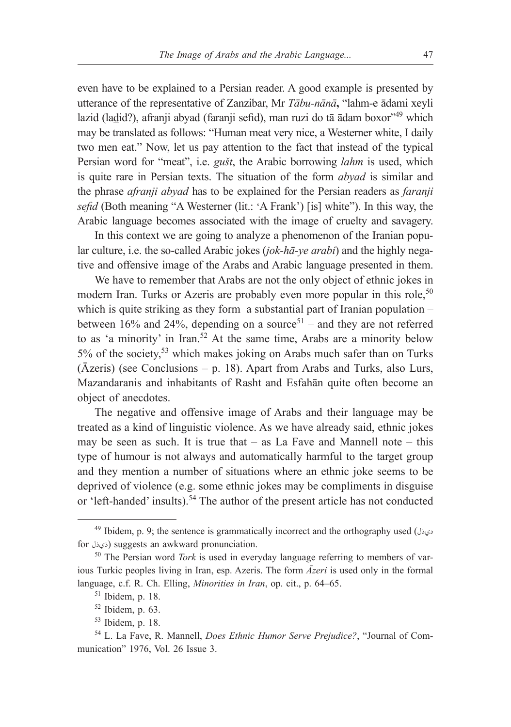even have to be explained to a Persian reader. A good example is presented by utterance of the representative of Zanzibar, Mr *Tābu-nānā***,** "lahm-e ādami xeyli lazid (laḏid?), afranji abyad (faranji sefid), man ruzi do tā ādam boxor"[49] which may be translated as follows: "Human meat very nice, a Westerner white, I daily two men eat." Now, let us pay attention to the fact that instead of the typical Persian word for "meat", i.e. *gušt*, the Arabic borrowing *lahm* is used, which is quite rare in Persian texts. The situation of the form *abyad* is similar and the phrase *afranji abyad* has to be explained for the Persian readers as *faranji sefid* (Both meaning "A Westerner (lit.: 'A Frank') [is] white"). In this way, the Arabic language becomes associated with the image of cruelty and savagery.

In this context we are going to analyze a phenomenon of the Iranian popular culture, i.e. the so-called Arabic jokes (*jok-hā-ye arabi*) and the highly negative and offensive image of the Arabs and Arabic language presented in them.

We have to remember that Arabs are not the only object of ethnic jokes in modern Iran. Turks or Azeris are probably even more popular in this role,[50] which is quite striking as they form a substantial part of Iranian population – between 16% and 24%, depending on a source[51] – and they are not referred to as 'a minority' in Iran.[52] At the same time, Arabs are a minority below 5% of the society,[53] which makes joking on Arabs much safer than on Turks (Āzeris) (see Conclusions – p. 18). Apart from Arabs and Turks, also Lurs, Mazandaranis and inhabitants of Rasht and Esfahān quite often become an object of anecdotes.

The negative and offensive image of Arabs and their language may be treated as a kind of linguistic violence. As we have already said, ethnic jokes may be seen as such. It is true that – as La Fave and Mannell note – this type of humour is not always and automatically harmful to the target group and they mention a number of situations where an ethnic joke seems to be deprived of violence (e.g. some ethnic jokes may be compliments in disguise or 'left-handed' insults).[54] The author of the present article has not conducted

---

[49] Ibidem, p. 9; the sentence is grammatically incorrect and the orthography used (دیذل for ذیذل) suggests an awkward pronunciation.

[50] The Persian word *Tork* is used in everyday language referring to members of various Turkic peoples living in Iran, esp. Azeris. The form *Āzeri* is used only in the formal language, c.f. R. Ch. Elling, *Minorities in Iran*, op. cit., p. 64–65.

[51] Ibidem, p. 18.

[52] Ibidem, p. 63.

[53] Ibidem, p. 18.

[54] L. La Fave, R. Mannell, *Does Ethnic Humor Serve Prejudice?*, "Journal of Communication" 1976, Vol. 26 Issue 3.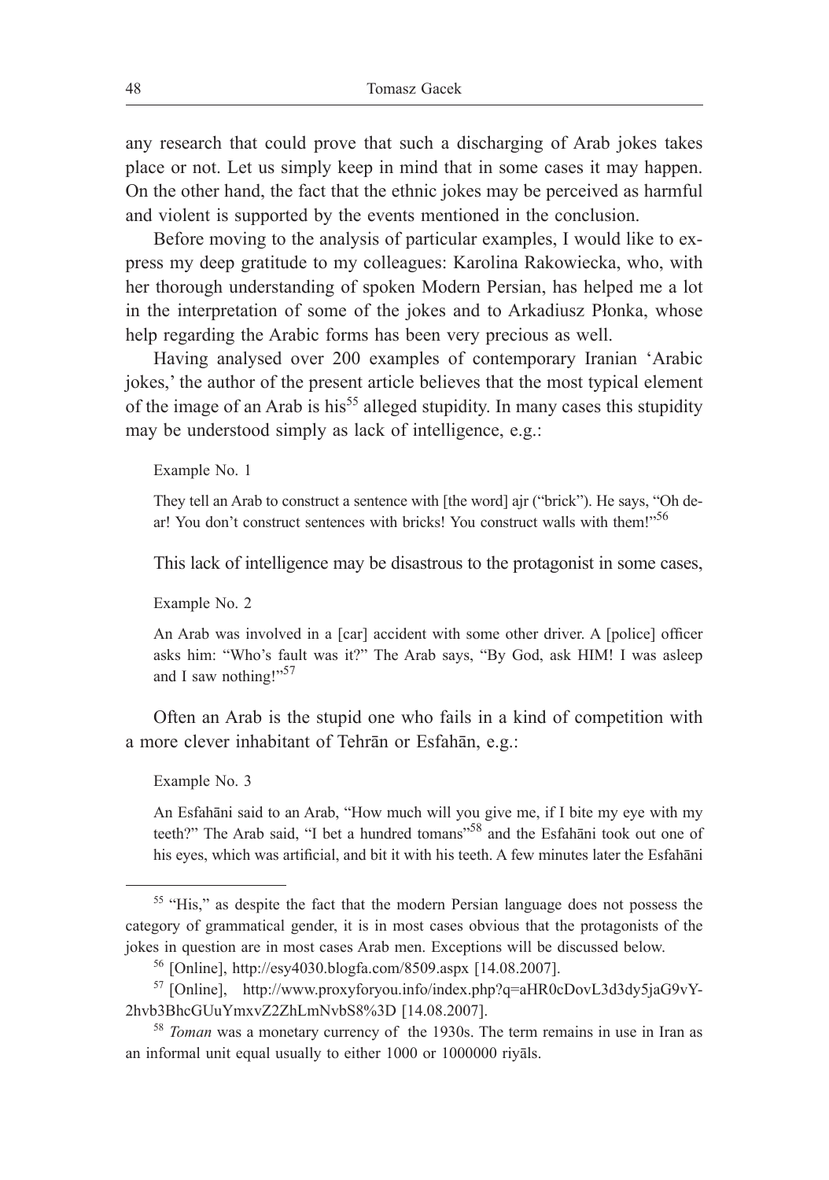any research that could prove that such a discharging of Arab jokes takes place or not. Let us simply keep in mind that in some cases it may happen. On the other hand, the fact that the ethnic jokes may be perceived as harmful and violent is supported by the events mentioned in the conclusion.

Before moving to the analysis of particular examples, I would like to express my deep gratitude to my colleagues: Karolina Rakowiecka, who, with her thorough understanding of spoken Modern Persian, has helped me a lot in the interpretation of some of the jokes and to Arkadiusz Płonka, whose help regarding the Arabic forms has been very precious as well.

Having analysed over 200 examples of contemporary Iranian 'Arabic jokes,' the author of the present article believes that the most typical element of the image of an Arab is his[55] alleged stupidity. In many cases this stupidity may be understood simply as lack of intelligence, e.g.:

> Example No. 1
>
> They tell an Arab to construct a sentence with [the word] ajr ("brick"). He says, "Oh dear! You don't construct sentences with bricks! You construct walls with them!"[56]

This lack of intelligence may be disastrous to the protagonist in some cases,

> Example No. 2
>
> An Arab was involved in a [car] accident with some other driver. A [police] officer asks him: "Who's fault was it?" The Arab says, "By God, ask HIM! I was asleep and I saw nothing!"[57]

Often an Arab is the stupid one who fails in a kind of competition with a more clever inhabitant of Tehrān or Esfahān, e.g.:

> Example No. 3
>
> An Esfahāni said to an Arab, "How much will you give me, if I bite my eye with my teeth?" The Arab said, "I bet a hundred tomans"[58] and the Esfahāni took out one of his eyes, which was artificial, and bit it with his teeth. A few minutes later the Esfahāni

---

[55] "His," as despite the fact that the modern Persian language does not possess the category of grammatical gender, it is in most cases obvious that the protagonists of the jokes in question are in most cases Arab men. Exceptions will be discussed below.

[56] [Online], http://esy4030.blogfa.com/8509.aspx [14.08.2007].

[57] [Online], http://www.proxyforyou.info/index.php?q=aHR0cDovL3d3dy5jaG9vY2hvb3BhcGUuYmxvZ2ZhLmNvbS8%3D [14.08.2007].

[58] *Toman* was a monetary currency of the 1930s. The term remains in use in Iran as an informal unit equal usually to either 1000 or 1000000 riyāls.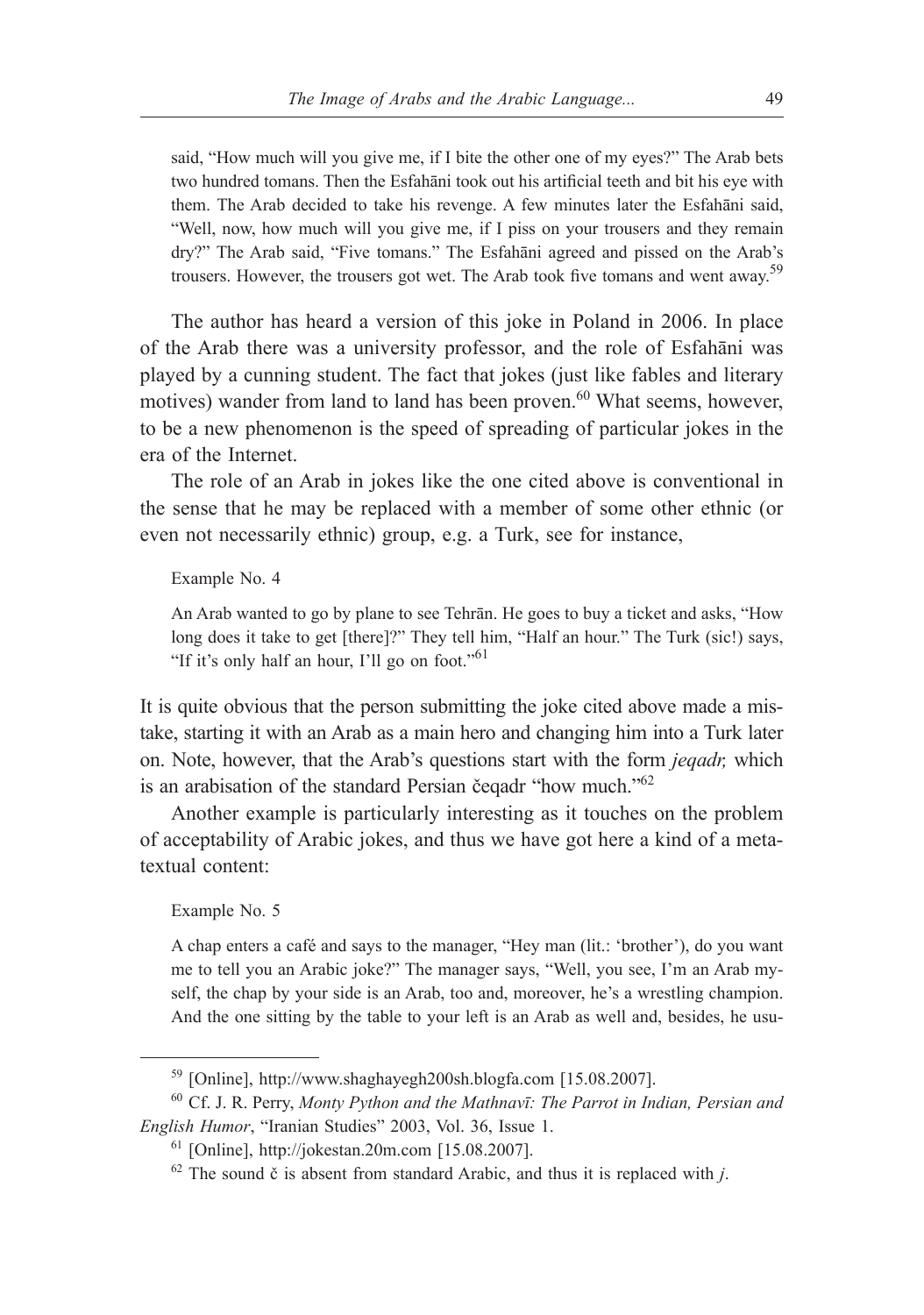said, "How much will you give me, if I bite the other one of my eyes?" The Arab bets two hundred tomans. Then the Esfahāni took out his artificial teeth and bit his eye with them. The Arab decided to take his revenge. A few minutes later the Esfahāni said, "Well, now, how much will you give me, if I piss on your trousers and they remain dry?" The Arab said, "Five tomans." The Esfahāni agreed and pissed on the Arab's trousers. However, the trousers got wet. The Arab took five tomans and went away.[59]

The author has heard a version of this joke in Poland in 2006. In place of the Arab there was a university professor, and the role of Esfahāni was played by a cunning student. The fact that jokes (just like fables and literary motives) wander from land to land has been proven.[60] What seems, however, to be a new phenomenon is the speed of spreading of particular jokes in the era of the Internet.

The role of an Arab in jokes like the one cited above is conventional in the sense that he may be replaced with a member of some other ethnic (or even not necessarily ethnic) group, e.g. a Turk, see for instance,

Example No. 4

An Arab wanted to go by plane to see Tehrān. He goes to buy a ticket and asks, "How long does it take to get [there]?" They tell him, "Half an hour." The Turk (sic!) says, "If it's only half an hour, I'll go on foot."[61]

It is quite obvious that the person submitting the joke cited above made a mistake, starting it with an Arab as a main hero and changing him into a Turk later on. Note, however, that the Arab's questions start with the form *jeqadr,* which is an arabisation of the standard Persian čeqadr "how much."[62]

Another example is particularly interesting as it touches on the problem of acceptability of Arabic jokes, and thus we have got here a kind of a metatextual content:

Example No. 5

A chap enters a café and says to the manager, "Hey man (lit.: 'brother'), do you want me to tell you an Arabic joke?" The manager says, "Well, you see, I'm an Arab myself, the chap by your side is an Arab, too and, moreover, he's a wrestling champion. And the one sitting by the table to your left is an Arab as well and, besides, he usu-

---

[59] [Online], http://www.shaghayegh200sh.blogfa.com [15.08.2007].

[60] Cf. J. R. Perry, *Monty Python and the Mathnavī: The Parrot in Indian, Persian and English Humor*, "Iranian Studies" 2003, Vol. 36, Issue 1.

[61] [Online], http://jokestan.20m.com [15.08.2007].

[62] The sound č is absent from standard Arabic, and thus it is replaced with *j*.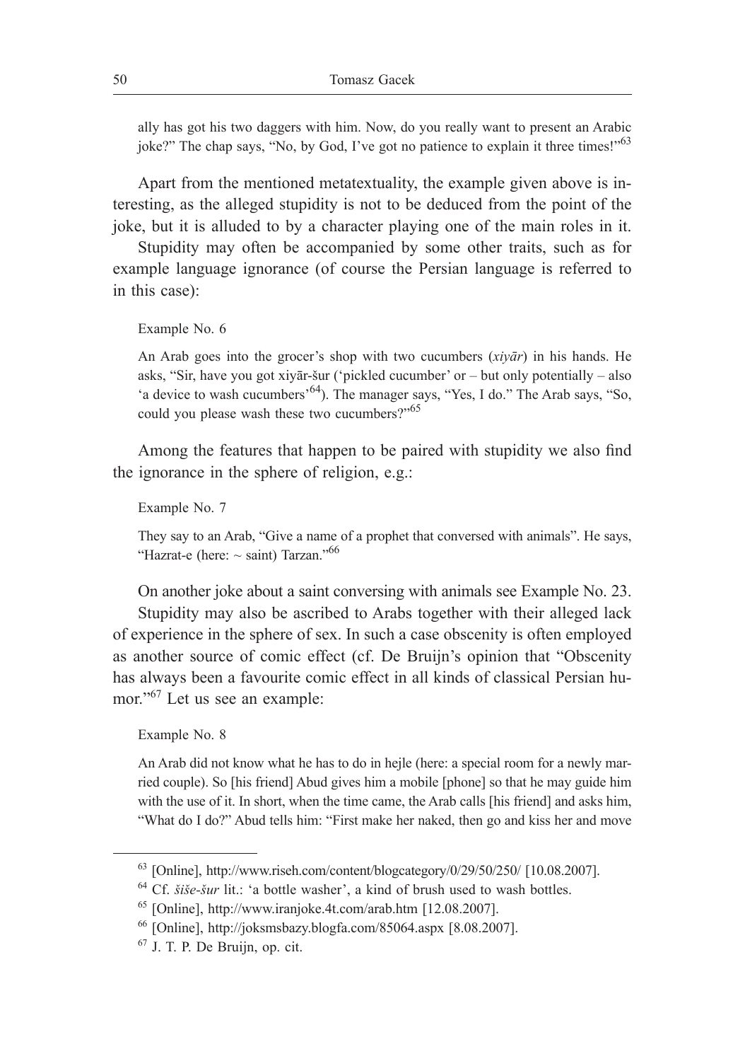ally has got his two daggers with him. Now, do you really want to present an Arabic joke?" The chap says, "No, by God, I've got no patience to explain it three times!"[63]

Apart from the mentioned metatextuality, the example given above is interesting, as the alleged stupidity is not to be deduced from the point of the joke, but it is alluded to by a character playing one of the main roles in it.

Stupidity may often be accompanied by some other traits, such as for example language ignorance (of course the Persian language is referred to in this case):

Example No. 6

An Arab goes into the grocer's shop with two cucumbers (*xiyār*) in his hands. He asks, "Sir, have you got xiyār-šur ('pickled cucumber' or – but only potentially – also 'a device to wash cucumbers'[64]). The manager says, "Yes, I do." The Arab says, "So, could you please wash these two cucumbers?"[65]

Among the features that happen to be paired with stupidity we also find the ignorance in the sphere of religion, e.g.:

Example No. 7

They say to an Arab, "Give a name of a prophet that conversed with animals". He says, "Hazrat-e (here: ~ saint) Tarzan."[66]

On another joke about a saint conversing with animals see Example No. 23.

Stupidity may also be ascribed to Arabs together with their alleged lack of experience in the sphere of sex. In such a case obscenity is often employed as another source of comic effect (cf. De Bruijn's opinion that "Obscenity has always been a favourite comic effect in all kinds of classical Persian humor."[67] Let us see an example:

Example No. 8

An Arab did not know what he has to do in hejle (here: a special room for a newly married couple). So [his friend] Abud gives him a mobile [phone] so that he may guide him with the use of it. In short, when the time came, the Arab calls [his friend] and asks him, "What do I do?" Abud tells him: "First make her naked, then go and kiss her and move

---

[63] [Online], http://www.riseh.com/content/blogcategory/0/29/50/250/ [10.08.2007].

[64] Cf. *šiše-šur* lit.: 'a bottle washer', a kind of brush used to wash bottles.

[65] [Online], http://www.iranjoke.4t.com/arab.htm [12.08.2007].

[66] [Online], http://joksmsbazy.blogfa.com/85064.aspx [8.08.2007].

[67] J. T. P. De Bruijn, op. cit.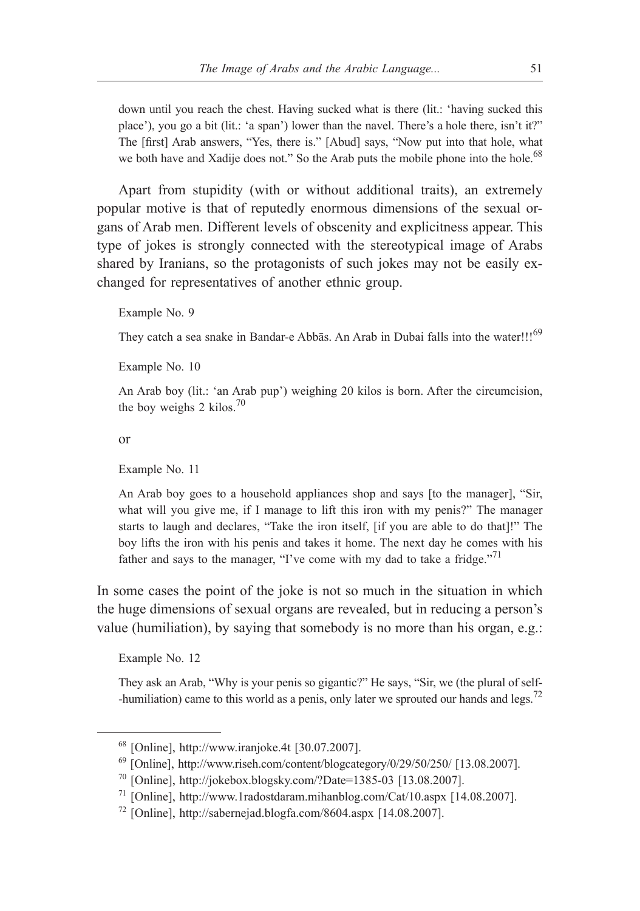down until you reach the chest. Having sucked what is there (lit.: 'having sucked this place'), you go a bit (lit.: 'a span') lower than the navel. There's a hole there, isn't it?" The [first] Arab answers, "Yes, there is." [Abud] says, "Now put into that hole, what we both have and Xadije does not." So the Arab puts the mobile phone into the hole.[68]

Apart from stupidity (with or without additional traits), an extremely popular motive is that of reputedly enormous dimensions of the sexual organs of Arab men. Different levels of obscenity and explicitness appear. This type of jokes is strongly connected with the stereotypical image of Arabs shared by Iranians, so the protagonists of such jokes may not be easily exchanged for representatives of another ethnic group.

Example No. 9

They catch a sea snake in Bandar-e Abbās. An Arab in Dubai falls into the water!!![69]

Example No. 10

An Arab boy (lit.: 'an Arab pup') weighing 20 kilos is born. After the circumcision, the boy weighs 2 kilos.[70]

or

Example No. 11

An Arab boy goes to a household appliances shop and says [to the manager], "Sir, what will you give me, if I manage to lift this iron with my penis?" The manager starts to laugh and declares, "Take the iron itself, [if you are able to do that]!" The boy lifts the iron with his penis and takes it home. The next day he comes with his father and says to the manager, "I've come with my dad to take a fridge."[71]

In some cases the point of the joke is not so much in the situation in which the huge dimensions of sexual organs are revealed, but in reducing a person's value (humiliation), by saying that somebody is no more than his organ, e.g.:

Example No. 12

They ask an Arab, "Why is your penis so gigantic?" He says, "Sir, we (the plural of self--humiliation) came to this world as a penis, only later we sprouted our hands and legs.[72]

---

[68] [Online], http://www.iranjoke.4t [30.07.2007].

[69] [Online], http://www.riseh.com/content/blogcategory/0/29/50/250/ [13.08.2007].

[70] [Online], http://jokebox.blogsky.com/?Date=1385-03 [13.08.2007].

[71] [Online], http://www.1radostdaram.mihanblog.com/Cat/10.aspx [14.08.2007].

[72] [Online], http://sabernejad.blogfa.com/8604.aspx [14.08.2007].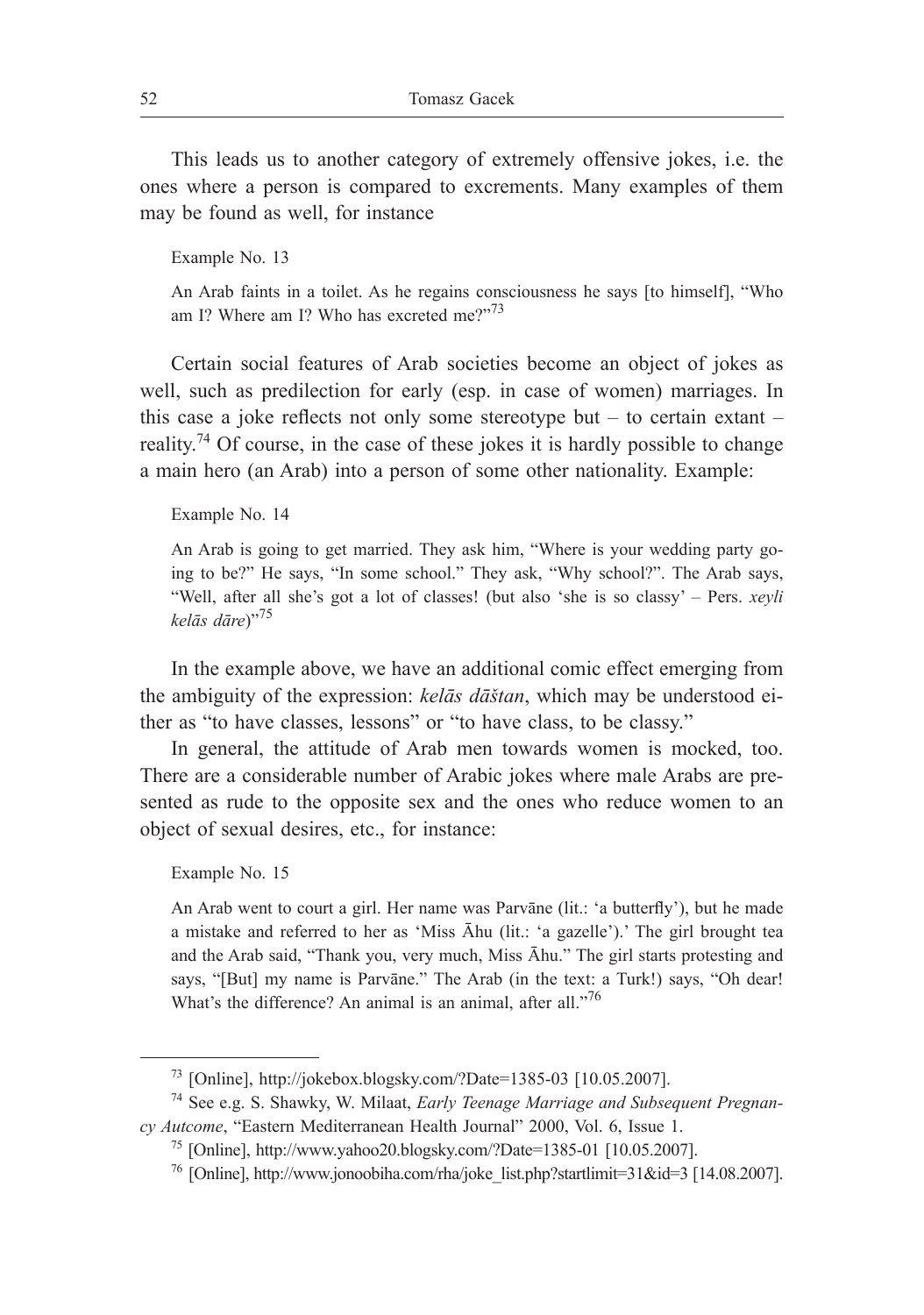This leads us to another category of extremely offensive jokes, i.e. the ones where a person is compared to excrements. Many examples of them may be found as well, for instance

Example No. 13

An Arab faints in a toilet. As he regains consciousness he says [to himself], "Who am I? Where am I? Who has excreted me?"[73]

Certain social features of Arab societies become an object of jokes as well, such as predilection for early (esp. in case of women) marriages. In this case a joke reflects not only some stereotype but – to certain extant – reality.[74] Of course, in the case of these jokes it is hardly possible to change a main hero (an Arab) into a person of some other nationality. Example:

Example No. 14

An Arab is going to get married. They ask him, "Where is your wedding party going to be?" He says, "In some school." They ask, "Why school?". The Arab says, "Well, after all she's got a lot of classes! (but also 'she is so classy' – Pers. *xeyli kelās dāre*)"[75]

In the example above, we have an additional comic effect emerging from the ambiguity of the expression: *kelās dāštan*, which may be understood either as "to have classes, lessons" or "to have class, to be classy."

In general, the attitude of Arab men towards women is mocked, too. There are a considerable number of Arabic jokes where male Arabs are presented as rude to the opposite sex and the ones who reduce women to an object of sexual desires, etc., for instance:

Example No. 15

An Arab went to court a girl. Her name was Parvāne (lit.: 'a butterfly'), but he made a mistake and referred to her as 'Miss Āhu (lit.: 'a gazelle').' The girl brought tea and the Arab said, "Thank you, very much, Miss Āhu." The girl starts protesting and says, "[But] my name is Parvāne." The Arab (in the text: a Turk!) says, "Oh dear! What's the difference? An animal is an animal, after all."[76]

---

[73] [Online], http://jokebox.blogsky.com/?Date=1385-03 [10.05.2007].

[74] See e.g. S. Shawky, W. Milaat, *Early Teenage Marriage and Subsequent Pregnancy Autcome*, "Eastern Mediterranean Health Journal" 2000, Vol. 6, Issue 1.

[75] [Online], http://www.yahoo20.blogsky.com/?Date=1385-01 [10.05.2007].

[76] [Online], http://www.jonoobiha.com/rha/joke_list.php?startlimit=31&id=3 [14.08.2007].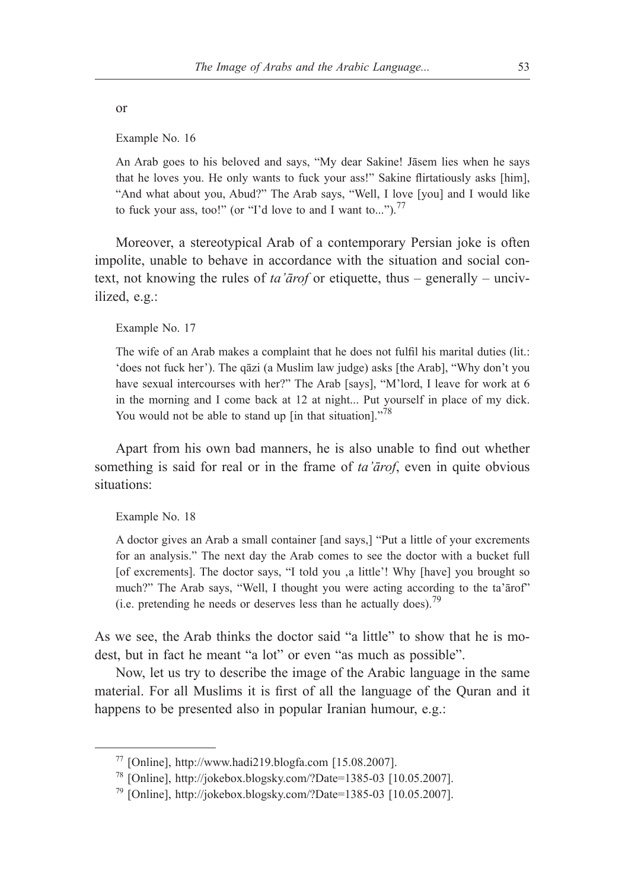or

Example No. 16

> An Arab goes to his beloved and says, “My dear Sakine! Jāsem lies when he says that he loves you. He only wants to fuck your ass!” Sakine flirtatiously asks [him], “And what about you, Abud?” The Arab says, “Well, I love [you] and I would like to fuck your ass, too!” (or “I’d love to and I want to...”).[77]

Moreover, a stereotypical Arab of a contemporary Persian joke is often impolite, unable to behave in accordance with the situation and social context, not knowing the rules of *ta’ārof* or etiquette, thus – generally – uncivilized, e.g.:

Example No. 17

> The wife of an Arab makes a complaint that he does not fulfil his marital duties (lit.: ‘does not fuck her’). The qāzi (a Muslim law judge) asks [the Arab], “Why don’t you have sexual intercourses with her?” The Arab [says], “M’lord, I leave for work at 6 in the morning and I come back at 12 at night... Put yourself in place of my dick. You would not be able to stand up [in that situation].”[78]

Apart from his own bad manners, he is also unable to find out whether something is said for real or in the frame of *ta’ārof*, even in quite obvious situations:

Example No. 18

> A doctor gives an Arab a small container [and says,] “Put a little of your excrements for an analysis.” The next day the Arab comes to see the doctor with a bucket full [of excrements]. The doctor says, “I told you ‚a little’! Why [have] you brought so much?” The Arab says, “Well, I thought you were acting according to the ta’ārof” (i.e. pretending he needs or deserves less than he actually does).[79]

As we see, the Arab thinks the doctor said “a little” to show that he is modest, but in fact he meant “a lot” or even “as much as possible”.

Now, let us try to describe the image of the Arabic language in the same material. For all Muslims it is first of all the language of the Quran and it happens to be presented also in popular Iranian humour, e.g.:

---

[77] [Online], http://www.hadi219.blogfa.com [15.08.2007].

[78] [Online], http://jokebox.blogsky.com/?Date=1385-03 [10.05.2007].

[79] [Online], http://jokebox.blogsky.com/?Date=1385-03 [10.05.2007].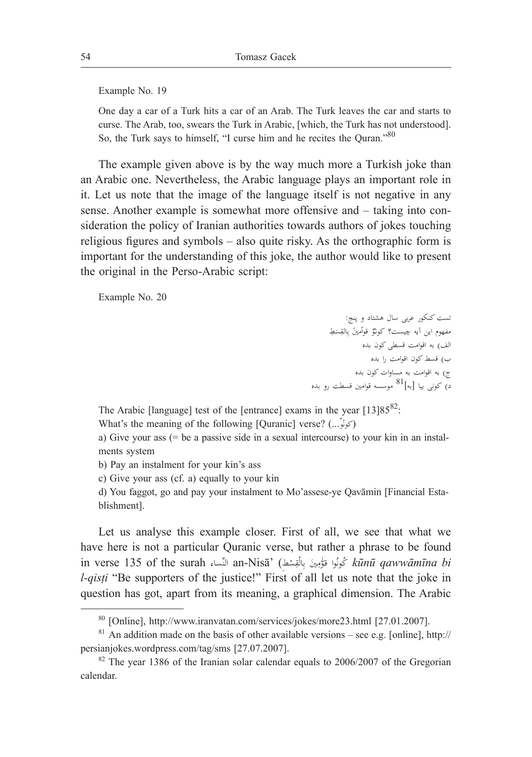Example No. 19

> One day a car of a Turk hits a car of an Arab. The Turk leaves the car and starts to curse. The Arab, too, swears the Turk in Arabic, [which, the Turk has not understood]. So, the Turk says to himself, "I curse him and he recites the Quran."[80]

The example given above is by the way much more a Turkish joke than an Arabic one. Nevertheless, the Arabic language plays an important role in it. Let us note that the image of the language itself is not negative in any sense. Another example is somewhat more offensive and – taking into consideration the policy of Iranian authorities towards authors of jokes touching religious figures and symbols – also quite risky. As the orthographic form is important for the understanding of this joke, the author would like to present the original in the Perso-Arabic script:

Example No. 20

> تست کنکور عربی سال هشتاد و پنج:
> مفهوم این آیه چیست؟ کونُوّ قوامینَ بالقِسَطِ
> الف) به اقوامت قسطی کون بده
> ب) قسط کون اقوامت را بده
> ج) به اقوامت به مساوات کون بده
> د) کونی بیا [به][81] موسسه قوامین قسطت رو بده

> The Arabic [language] test of the [entrance] exams in the year [13]85[82]:
> What's the meaning of the following [Quranic] verse? (کونُوّ...)
> a) Give your ass (= be a passive side in a sexual intercourse) to your kin in an instalments system
> b) Pay an instalment for your kin's ass
> c) Give your ass (cf. a) equally to your kin
> d) You faggot, go and pay your instalment to Mo'assese-ye Qavāmin [Financial Establishment].

Let us analyse this example closer. First of all, we see that what we have here is not a particular Quranic verse, but rather a phrase to be found in verse 135 of the surah النِّساء an-Nisā' (كُونُوا قَوَّمِينَ بِالْقِسْطِ *kūnū qawwāmīna bi l-qisṭi* "Be supporters of the justice!" First of all let us note that the joke in question has got, apart from its meaning, a graphical dimension. The Arabic

---

[80] [Online], http://www.iranvatan.com/services/jokes/more23.html [27.01.2007].

[81] An addition made on the basis of other available versions – see e.g. [online], http://persianjokes.wordpress.com/tag/sms [27.07.2007].

[82] The year 1386 of the Iranian solar calendar equals to 2006/2007 of the Gregorian calendar.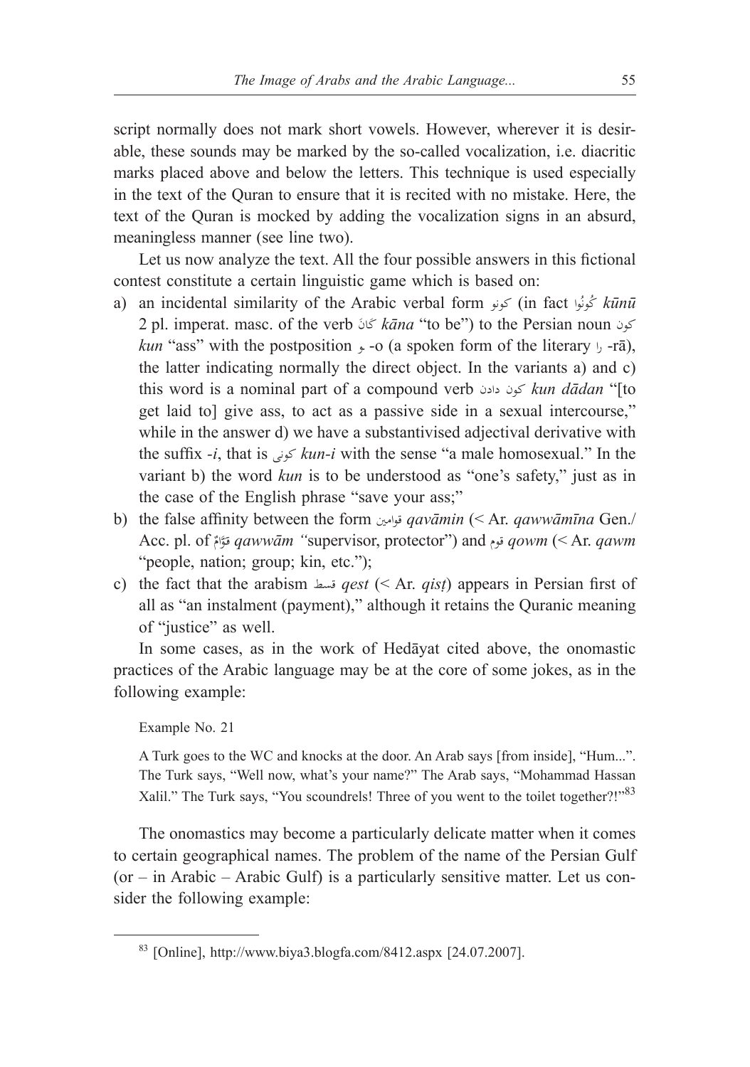script normally does not mark short vowels. However, wherever it is desirable, these sounds may be marked by the so-called vocalization, i.e. diacritic marks placed above and below the letters. This technique is used especially in the text of the Quran to ensure that it is recited with no mistake. Here, the text of the Quran is mocked by adding the vocalization signs in an absurd, meaningless manner (see line two).

Let us now analyze the text. All the four possible answers in this fictional contest constitute a certain linguistic game which is based on:

a) an incidental similarity of the Arabic verbal form کونو (in fact كُونُوا *kūnū* 2 pl. imperat. masc. of the verb كَانَ *kāna* "to be") to the Persian noun کون *kun* "ass" with the postposition و -o (a spoken form of the literary را -rā), the latter indicating normally the direct object. In the variants a) and c) this word is a nominal part of a compound verb کون دادن *kun dādan* "[to get laid to] give ass, to act as a passive side in a sexual intercourse," while in the answer d) we have a substantivised adjectival derivative with the suffix *-i*, that is کونی *kun-i* with the sense "a male homosexual." In the variant b) the word *kun* is to be understood as "one's safety," just as in the case of the English phrase "save your ass;"
b) the false affinity between the form قوامین *qavāmin* (< Ar. *qawwāmīna* Gen./Acc. pl. of قَوَّامٌ *qawwām* "supervisor, protector") and قوم *qowm* (< Ar. *qawm* "people, nation; group; kin, etc.");
c) the fact that the arabism قسط *qest* (< Ar. *qisṭ*) appears in Persian first of all as "an instalment (payment)," although it retains the Quranic meaning of "justice" as well.

In some cases, as in the work of Hedāyat cited above, the onomastic practices of the Arabic language may be at the core of some jokes, as in the following example:

Example No. 21

A Turk goes to the WC and knocks at the door. An Arab says [from inside], "Hum...". The Turk says, "Well now, what's your name?" The Arab says, "Mohammad Hassan Xalil." The Turk says, "You scoundrels! Three of you went to the toilet together?!"[83]

The onomastics may become a particularly delicate matter when it comes to certain geographical names. The problem of the name of the Persian Gulf (or – in Arabic – Arabic Gulf) is a particularly sensitive matter. Let us consider the following example:

[83] [Online], http://www.biya3.blogfa.com/8412.aspx [24.07.2007].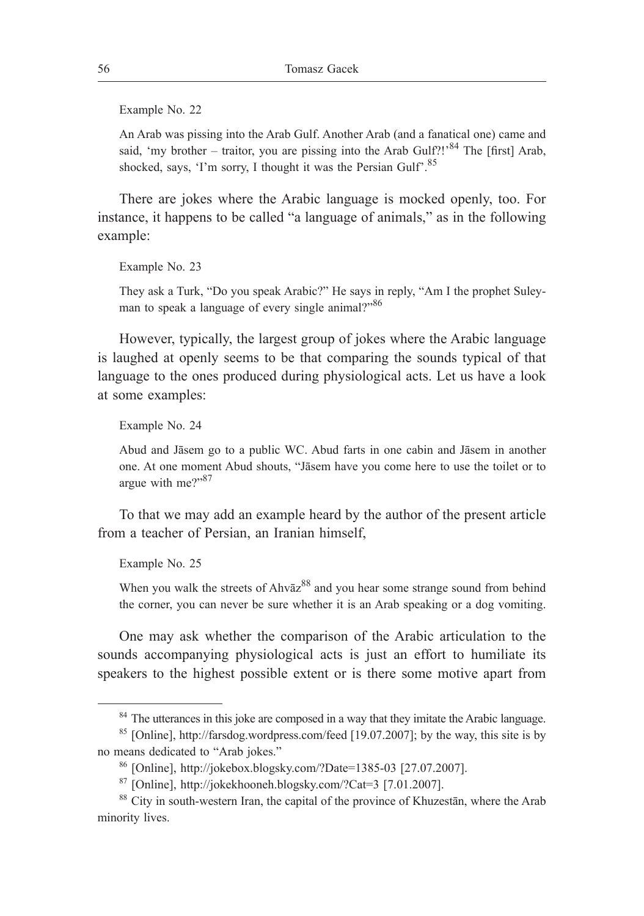Example No. 22

> An Arab was pissing into the Arab Gulf. Another Arab (and a fanatical one) came and said, 'my brother – traitor, you are pissing into the Arab Gulf?!'[84] The [first] Arab, shocked, says, 'I'm sorry, I thought it was the Persian Gulf'.[85]

There are jokes where the Arabic language is mocked openly, too. For instance, it happens to be called "a language of animals," as in the following example:

Example No. 23

> They ask a Turk, "Do you speak Arabic?" He says in reply, "Am I the prophet Suleyman to speak a language of every single animal?"[86]

However, typically, the largest group of jokes where the Arabic language is laughed at openly seems to be that comparing the sounds typical of that language to the ones produced during physiological acts. Let us have a look at some examples:

Example No. 24

> Abud and Jāsem go to a public WC. Abud farts in one cabin and Jāsem in another one. At one moment Abud shouts, "Jāsem have you come here to use the toilet or to argue with me?"[87]

To that we may add an example heard by the author of the present article from a teacher of Persian, an Iranian himself,

Example No. 25

> When you walk the streets of Ahvāz[88] and you hear some strange sound from behind the corner, you can never be sure whether it is an Arab speaking or a dog vomiting.

One may ask whether the comparison of the Arabic articulation to the sounds accompanying physiological acts is just an effort to humiliate its speakers to the highest possible extent or is there some motive apart from

---

[84] The utterances in this joke are composed in a way that they imitate the Arabic language.

[85] [Online], http://farsdog.wordpress.com/feed [19.07.2007]; by the way, this site is by no means dedicated to "Arab jokes."

[86] [Online], http://jokebox.blogsky.com/?Date=1385-03 [27.07.2007].

[87] [Online], http://jokekhooneh.blogsky.com/?Cat=3 [7.01.2007].

[88] City in south-western Iran, the capital of the province of Khuzestān, where the Arab minority lives.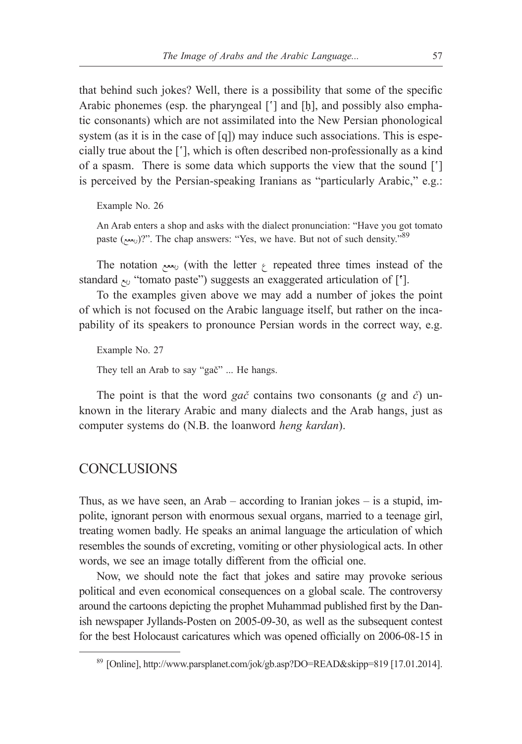that behind such jokes? Well, there is a possibility that some of the specific Arabic phonemes (esp. the pharyngeal [ʿ] and [ḥ], and possibly also emphatic consonants) which are not assimilated into the New Persian phonological system (as it is in the case of [q]) may induce such associations. This is especially true about the [ʿ], which is often described non-professionally as a kind of a spasm. There is some data which supports the view that the sound [ʿ] is perceived by the Persian-speaking Iranians as "particularly Arabic," e.g.:

Example No. 26

An Arab enters a shop and asks with the dialect pronunciation: "Have you got tomato paste (ربععع)?". The chap answers: "Yes, we have. But not of such density."[89]

The notation ربععع (with the letter ع repeated three times instead of the standard رب "tomato paste") suggests an exaggerated articulation of [ʿ].

To the examples given above we may add a number of jokes the point of which is not focused on the Arabic language itself, but rather on the incapability of its speakers to pronounce Persian words in the correct way, e.g.

Example No. 27

They tell an Arab to say "gač" ... He hangs.

The point is that the word *gač* contains two consonants (*g* and *č*) unknown in the literary Arabic and many dialects and the Arab hangs, just as computer systems do (N.B. the loanword *heng kardan*).

## CONCLUSIONS

Thus, as we have seen, an Arab – according to Iranian jokes – is a stupid, impolite, ignorant person with enormous sexual organs, married to a teenage girl, treating women badly. He speaks an animal language the articulation of which resembles the sounds of excreting, vomiting or other physiological acts. In other words, we see an image totally different from the official one.

Now, we should note the fact that jokes and satire may provoke serious political and even economical consequences on a global scale. The controversy around the cartoons depicting the prophet Muhammad published first by the Danish newspaper Jyllands-Posten on 2005-09-30, as well as the subsequent contest for the best Holocaust caricatures which was opened officially on 2006-08-15 in

[89] [Online], http://www.parsplanet.com/jok/gb.asp?DO=READ&skipp=819 [17.01.2014].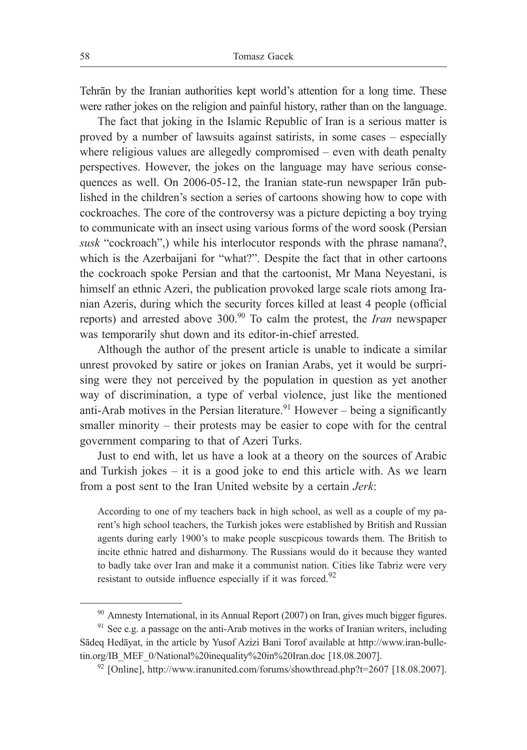Tehrān by the Iranian authorities kept world's attention for a long time. These were rather jokes on the religion and painful history, rather than on the language.

The fact that joking in the Islamic Republic of Iran is a serious matter is proved by a number of lawsuits against satirists, in some cases – especially where religious values are allegedly compromised – even with death penalty perspectives. However, the jokes on the language may have serious consequences as well. On 2006-05-12, the Iranian state-run newspaper Irān published in the children's section a series of cartoons showing how to cope with cockroaches. The core of the controversy was a picture depicting a boy trying to communicate with an insect using various forms of the word soosk (Persian *susk* "cockroach",) while his interlocutor responds with the phrase namana?, which is the Azerbaijani for "what?". Despite the fact that in other cartoons the cockroach spoke Persian and that the cartoonist, Mr Mana Neyestani, is himself an ethnic Azeri, the publication provoked large scale riots among Iranian Azeris, during which the security forces killed at least 4 people (official reports) and arrested above 300.[90] To calm the protest, the *Iran* newspaper was temporarily shut down and its editor-in-chief arrested.

Although the author of the present article is unable to indicate a similar unrest provoked by satire or jokes on Iranian Arabs, yet it would be surprising were they not perceived by the population in question as yet another way of discrimination, a type of verbal violence, just like the mentioned anti-Arab motives in the Persian literature.[91] However – being a significantly smaller minority – their protests may be easier to cope with for the central government comparing to that of Azeri Turks.

Just to end with, let us have a look at a theory on the sources of Arabic and Turkish jokes – it is a good joke to end this article with. As we learn from a post sent to the Iran United website by a certain *Jerk*:

> According to one of my teachers back in high school, as well as a couple of my parent's high school teachers, the Turkish jokes were established by British and Russian agents during early 1900's to make people suscpicous towards them. The British to incite ethnic hatred and disharmony. The Russians would do it because they wanted to badly take over Iran and make it a communist nation. Cities like Tabriz were very resistant to outside influence especially if it was forced.[92]

---

[90] Amnesty International, in its Annual Report (2007) on Iran, gives much bigger figures.

[91] See e.g. a passage on the anti-Arab motives in the works of Iranian writers, including Sādeq Hedāyat, in the article by Yusof Azizi Bani Torof available at http://www.iran-bulletin.org/IB_MEF_0/National%20inequality%20in%20Iran.doc [18.08.2007].

[92] [Online], http://www.iranunited.com/forums/showthread.php?t=2607 [18.08.2007].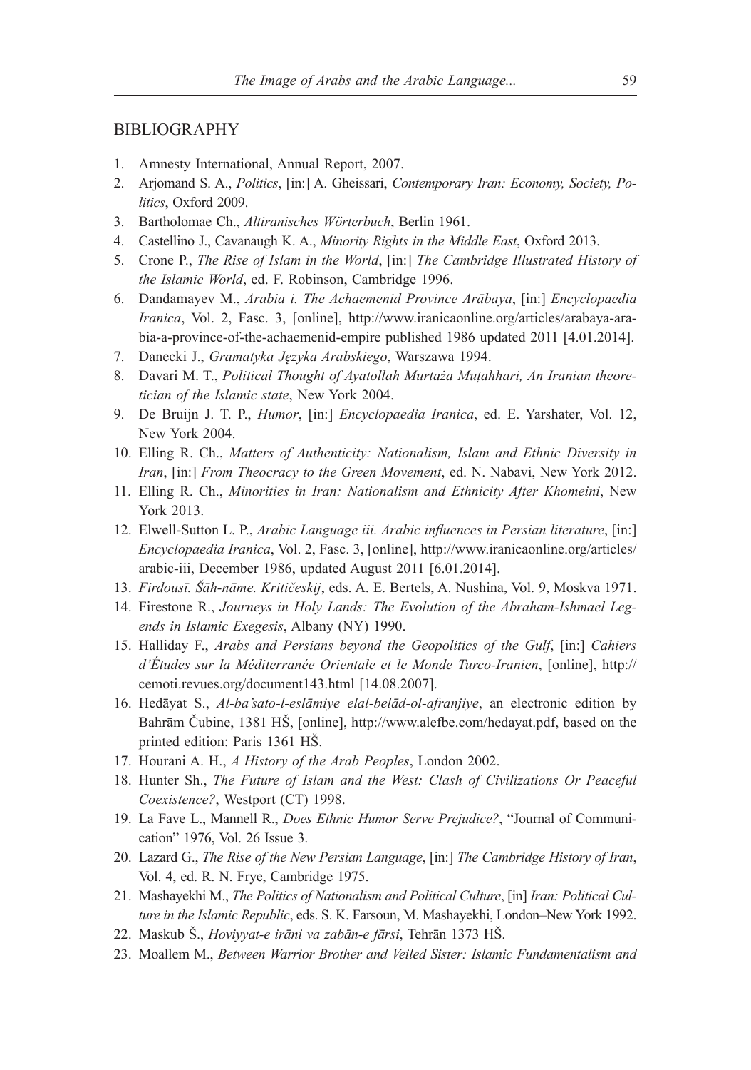## BIBLIOGRAPHY

1. Amnesty International, Annual Report, 2007.
2. Arjomand S. A., *Politics*, [in:] A. Gheissari, *Contemporary Iran: Economy, Society, Politics*, Oxford 2009.
3. Bartholomae Ch., *Altiranisches Wörterbuch*, Berlin 1961.
4. Castellino J., Cavanaugh K. A., *Minority Rights in the Middle East*, Oxford 2013.
5. Crone P., *The Rise of Islam in the World*, [in:] *The Cambridge Illustrated History of the Islamic World*, ed. F. Robinson, Cambridge 1996.
6. Dandamayev M., *Arabia i. The Achaemenid Province Arābaya*, [in:] *Encyclopaedia Iranica*, Vol. 2, Fasc. 3, [online], http://www.iranicaonline.org/articles/arabaya-arabia-a-province-of-the-achaemenid-empire published 1986 updated 2011 [4.01.2014].
7. Danecki J., *Gramatyka Języka Arabskiego*, Warszawa 1994.
8. Davari M. T., *Political Thought of Ayatollah Murtaża Muṭahhari, An Iranian theoretician of the Islamic state*, New York 2004.
9. De Bruijn J. T. P., *Humor*, [in:] *Encyclopaedia Iranica*, ed. E. Yarshater, Vol. 12, New York 2004.
10. Elling R. Ch., *Matters of Authenticity: Nationalism, Islam and Ethnic Diversity in Iran*, [in:] *From Theocracy to the Green Movement*, ed. N. Nabavi, New York 2012.
11. Elling R. Ch., *Minorities in Iran: Nationalism and Ethnicity After Khomeini*, New York 2013.
12. Elwell-Sutton L. P., *Arabic Language iii. Arabic influences in Persian literature*, [in:] *Encyclopaedia Iranica*, Vol. 2, Fasc. 3, [online], http://www.iranicaonline.org/articles/arabic-iii, December 1986, updated August 2011 [6.01.2014].
13. *Firdousī. Šāh-nāme. Kritičeskij*, eds. A. E. Bertels, A. Nushina, Vol. 9, Moskva 1971.
14. Firestone R., *Journeys in Holy Lands: The Evolution of the Abraham-Ishmael Legends in Islamic Exegesis*, Albany (NY) 1990.
15. Halliday F., *Arabs and Persians beyond the Geopolitics of the Gulf*, [in:] *Cahiers d'Études sur la Méditerranée Orientale et le Monde Turco-Iranien*, [online], http://cemoti.revues.org/document143.html [14.08.2007].
16. Hedāyat S., *Al-ba'sato-l-eslāmiye elal-belād-ol-afranjiye*, an electronic edition by Bahrām Čubine, 1381 HŠ, [online], http://www.alefbe.com/hedayat.pdf, based on the printed edition: Paris 1361 HŠ.
17. Hourani A. H., *A History of the Arab Peoples*, London 2002.
18. Hunter Sh., *The Future of Islam and the West: Clash of Civilizations Or Peaceful Coexistence?*, Westport (CT) 1998.
19. La Fave L., Mannell R., *Does Ethnic Humor Serve Prejudice?*, "Journal of Communication" 1976, Vol. 26 Issue 3.
20. Lazard G., *The Rise of the New Persian Language*, [in:] *The Cambridge History of Iran*, Vol. 4, ed. R. N. Frye, Cambridge 1975.
21. Mashayekhi M., *The Politics of Nationalism and Political Culture*, [in] *Iran: Political Culture in the Islamic Republic*, eds. S. K. Farsoun, M. Mashayekhi, London–New York 1992.
22. Maskub Š., *Hoviyyat-e irāni va zabān-e fārsi*, Tehrān 1373 HŠ.
23. Moallem M., *Between Warrior Brother and Veiled Sister: Islamic Fundamentalism and*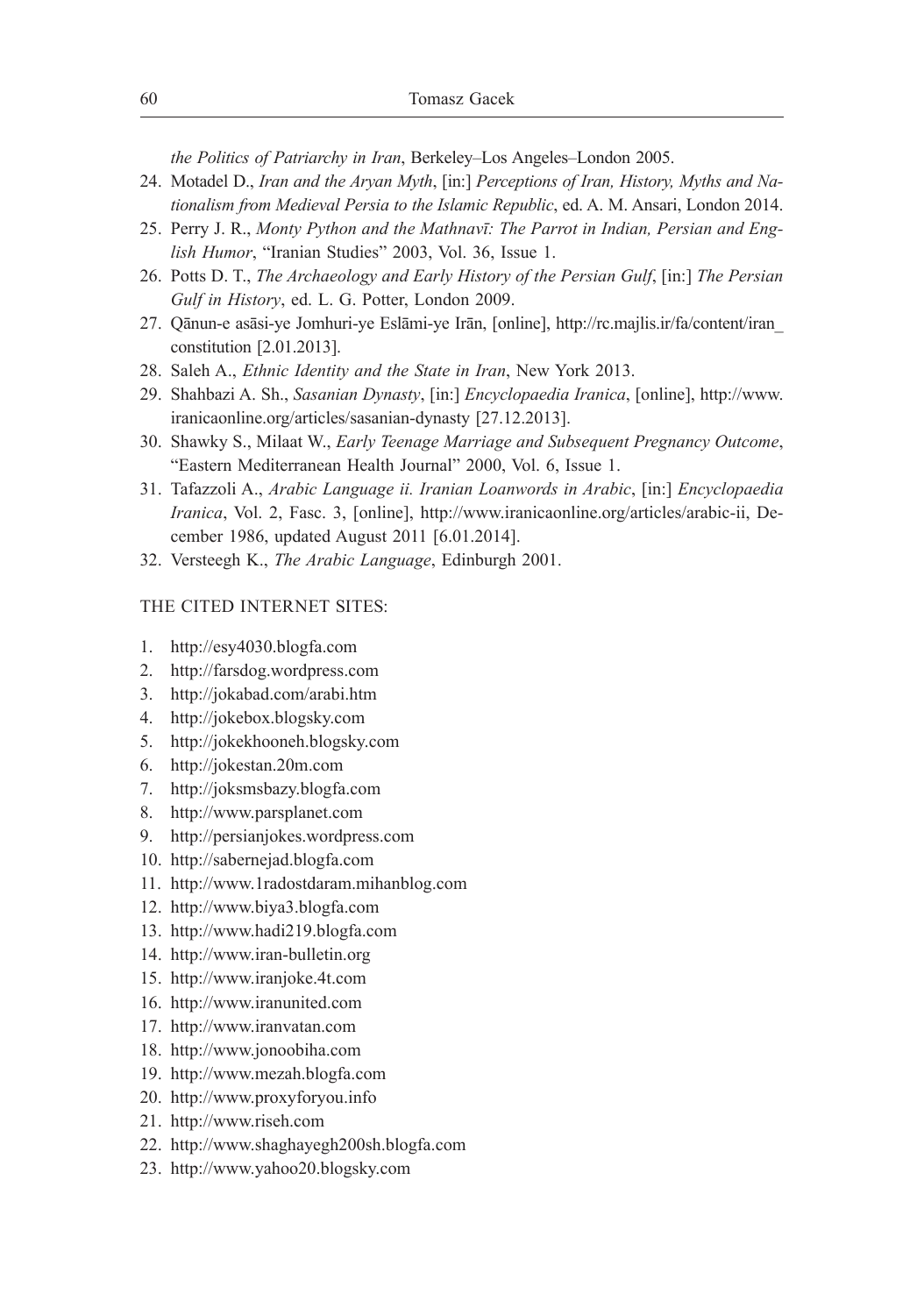*the Politics of Patriarchy in Iran*, Berkeley–Los Angeles–London 2005.

24. Motadel D., *Iran and the Aryan Myth*, [in:] *Perceptions of Iran, History, Myths and Nationalism from Medieval Persia to the Islamic Republic*, ed. A. M. Ansari, London 2014.
25. Perry J. R., *Monty Python and the Mathnavī: The Parrot in Indian, Persian and English Humor*, "Iranian Studies" 2003, Vol. 36, Issue 1.
26. Potts D. T., *The Archaeology and Early History of the Persian Gulf*, [in:] *The Persian Gulf in History*, ed. L. G. Potter, London 2009.
27. Qānun-e asāsi-ye Jomhuri-ye Eslāmi-ye Irān, [online], http://rc.majlis.ir/fa/content/iran_constitution [2.01.2013].
28. Saleh A., *Ethnic Identity and the State in Iran*, New York 2013.
29. Shahbazi A. Sh., *Sasanian Dynasty*, [in:] *Encyclopaedia Iranica*, [online], http://www.iranicaonline.org/articles/sasanian-dynasty [27.12.2013].
30. Shawky S., Milaat W., *Early Teenage Marriage and Subsequent Pregnancy Outcome*, "Eastern Mediterranean Health Journal" 2000, Vol. 6, Issue 1.
31. Tafazzoli A., *Arabic Language ii. Iranian Loanwords in Arabic*, [in:] *Encyclopaedia Iranica*, Vol. 2, Fasc. 3, [online], http://www.iranicaonline.org/articles/arabic-ii, December 1986, updated August 2011 [6.01.2014].
32. Versteegh K., *The Arabic Language*, Edinburgh 2001.

THE CITED INTERNET SITES:

1. http://esy4030.blogfa.com
2. http://farsdog.wordpress.com
3. http://jokabad.com/arabi.htm
4. http://jokebox.blogsky.com
5. http://jokekhooneh.blogsky.com
6. http://jokestan.20m.com
7. http://joksmsbazy.blogfa.com
8. http://www.parsplanet.com
9. http://persianjokes.wordpress.com
10. http://sabernejad.blogfa.com
11. http://www.1radostdaram.mihanblog.com
12. http://www.biya3.blogfa.com
13. http://www.hadi219.blogfa.com
14. http://www.iran-bulletin.org
15. http://www.iranjoke.4t.com
16. http://www.iranunited.com
17. http://www.iranvatan.com
18. http://www.jonoobiha.com
19. http://www.mezah.blogfa.com
20. http://www.proxyforyou.info
21. http://www.riseh.com
22. http://www.shaghayegh200sh.blogfa.com
23. http://www.yahoo20.blogsky.com